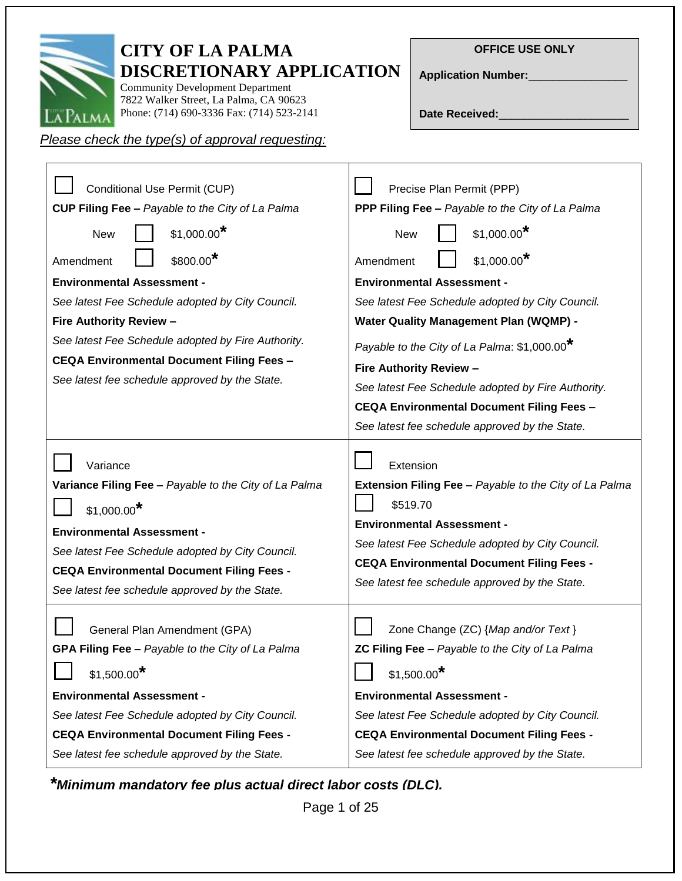# CITY OF LA PALMA DISCRETIONARY APPLICATION

Community Development Department
7822 Walker Street, La Palma, CA 90623
Phone: (714) 690-3336 Fax: (714) 523-2141

**OFFICE USE ONLY**

**Application Number:**________________

**Date Received:**_____________________

*Please check the type(s) of approval requesting:*

| | |
|---|---|
| ☐ Conditional Use Permit (CUP)<br>**CUP Filing Fee –** *Payable to the City of La Palma*<br>New ☐ $1,000.00*<br>Amendment ☐ $800.00*<br>**Environmental Assessment -**<br>*See latest Fee Schedule adopted by City Council.*<br>**Fire Authority Review –**<br>*See latest Fee Schedule adopted by Fire Authority.*<br>**CEQA Environmental Document Filing Fees –**<br>*See latest fee schedule approved by the State.* | ☐ Precise Plan Permit (PPP)<br>**PPP Filing Fee –** *Payable to the City of La Palma*<br>New ☐ $1,000.00*<br>Amendment ☐ $1,000.00*<br>**Environmental Assessment -**<br>*See latest Fee Schedule adopted by City Council.*<br>**Water Quality Management Plan (WQMP) -**<br>*Payable to the City of La Palma*: $1,000.00*<br>**Fire Authority Review –**<br>*See latest Fee Schedule adopted by Fire Authority.*<br>**CEQA Environmental Document Filing Fees –**<br>*See latest fee schedule approved by the State.* |
| ☐ Variance<br>**Variance Filing Fee –** *Payable to the City of La Palma*<br>☐ $1,000.00*<br>**Environmental Assessment -**<br>*See latest Fee Schedule adopted by City Council.*<br>**CEQA Environmental Document Filing Fees -**<br>*See latest fee schedule approved by the State.* | ☐ Extension<br>**Extension Filing Fee –** *Payable to the City of La Palma*<br>☐ $519.70<br>**Environmental Assessment -**<br>*See latest Fee Schedule adopted by City Council.*<br>**CEQA Environmental Document Filing Fees -**<br>*See latest fee schedule approved by the State.* |
| ☐ General Plan Amendment (GPA)<br>**GPA Filing Fee –** *Payable to the City of La Palma*<br>☐ $1,500.00*<br>**Environmental Assessment -**<br>*See latest Fee Schedule adopted by City Council.*<br>**CEQA Environmental Document Filing Fees -**<br>*See latest fee schedule approved by the State.* | ☐ Zone Change (ZC) {*Map and/or Text* }<br>**ZC Filing Fee –** *Payable to the City of La Palma*<br>☐ $1,500.00*<br>**Environmental Assessment -**<br>*See latest Fee Schedule adopted by City Council.*<br>**CEQA Environmental Document Filing Fees -**<br>*See latest fee schedule approved by the State.* |

***Minimum mandatory fee plus actual direct labor costs (DLC).**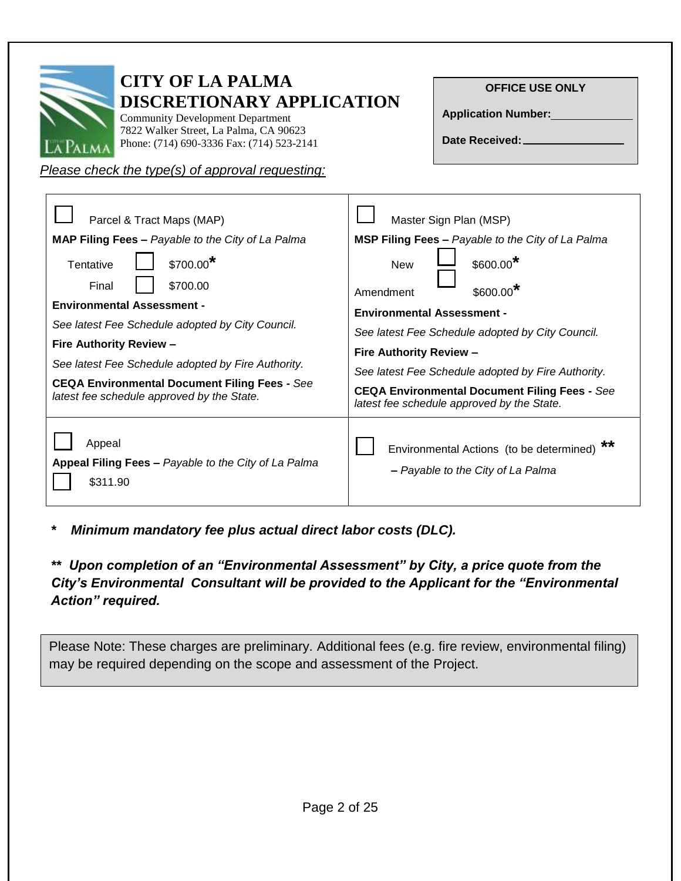# CITY OF LA PALMA DISCRETIONARY APPLICATION

Community Development Department
7822 Walker Street, La Palma, CA 90623
Phone: (714) 690-3336 Fax: (714) 523-2141

| OFFICE USE ONLY |
|---|
| Application Number: ______________ |
| Date Received: ______________ |

*Please check the type(s) of approval requesting:*

| | |
|---|---|
| ☐ Parcel & Tract Maps (MAP)<br>**MAP Filing Fees –** *Payable to the City of La Palma*<br>Tentative ☐ $700.00*<br>Final ☐ $700.00<br>**Environmental Assessment -**<br>*See latest Fee Schedule adopted by City Council.*<br>**Fire Authority Review –**<br>*See latest Fee Schedule adopted by Fire Authority.*<br>**CEQA Environmental Document Filing Fees -** *See latest fee schedule approved by the State.* | ☐ Master Sign Plan (MSP)<br>**MSP Filing Fees –** *Payable to the City of La Palma*<br>New ☐ $600.00*<br>Amendment ☐ $600.00*<br>**Environmental Assessment -**<br>*See latest Fee Schedule adopted by City Council.*<br>**Fire Authority Review –**<br>*See latest Fee Schedule adopted by Fire Authority.*<br>**CEQA Environmental Document Filing Fees -** *See latest fee schedule approved by the State.* |
| ☐ Appeal<br>**Appeal Filing Fees –** *Payable to the City of La Palma*<br>☐ $311.90 | ☐ Environmental Actions (to be determined) **<br>**–** *Payable to the City of La Palma* |

***\* Minimum mandatory fee plus actual direct labor costs (DLC).***

***\*\* Upon completion of an "Environmental Assessment" by City, a price quote from the City's Environmental Consultant will be provided to the Applicant for the "Environmental Action" required.***

Please Note: These charges are preliminary. Additional fees (e.g. fire review, environmental filing) may be required depending on the scope and assessment of the Project.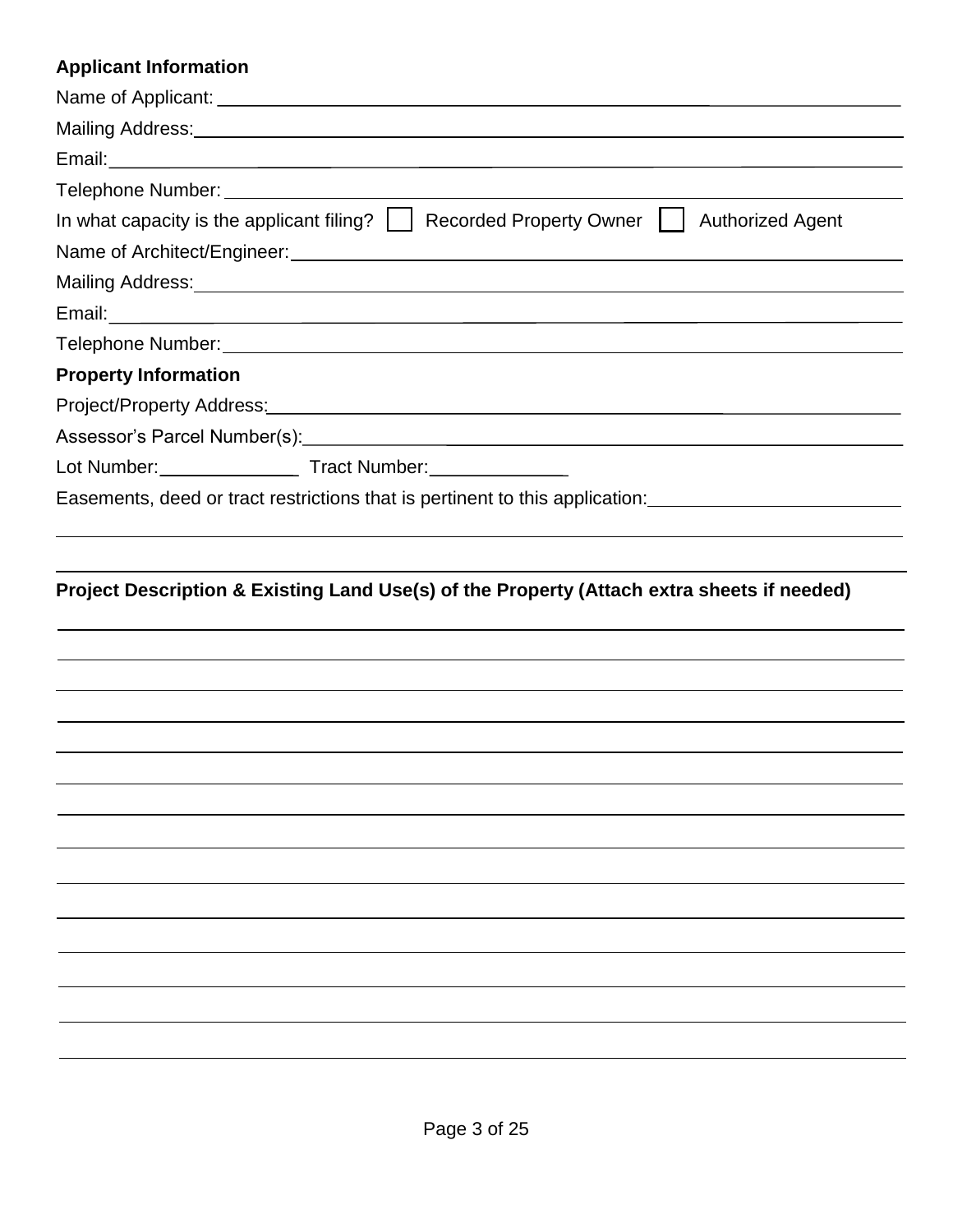**Applicant Information**

Name of Applicant: ______________________________

Mailing Address: ______________________________

Email: ______________________________

Telephone Number: ______________________________

In what capacity is the applicant filing? ☐ Recorded Property Owner ☐ Authorized Agent

Name of Architect/Engineer: ______________________________

Mailing Address: ______________________________

Email: ______________________________

Telephone Number: ______________________________

**Property Information**

Project/Property Address: ______________________________

Assessor's Parcel Number(s): ______________________________

Lot Number: ______________ Tract Number: ______________

Easements, deed or tract restrictions that is pertinent to this application: ______________________________

______________________________

**Project Description & Existing Land Use(s) of the Property (Attach extra sheets if needed)**

______________________________

______________________________

______________________________

______________________________

______________________________

______________________________

______________________________

______________________________

______________________________

______________________________

______________________________

______________________________

______________________________

______________________________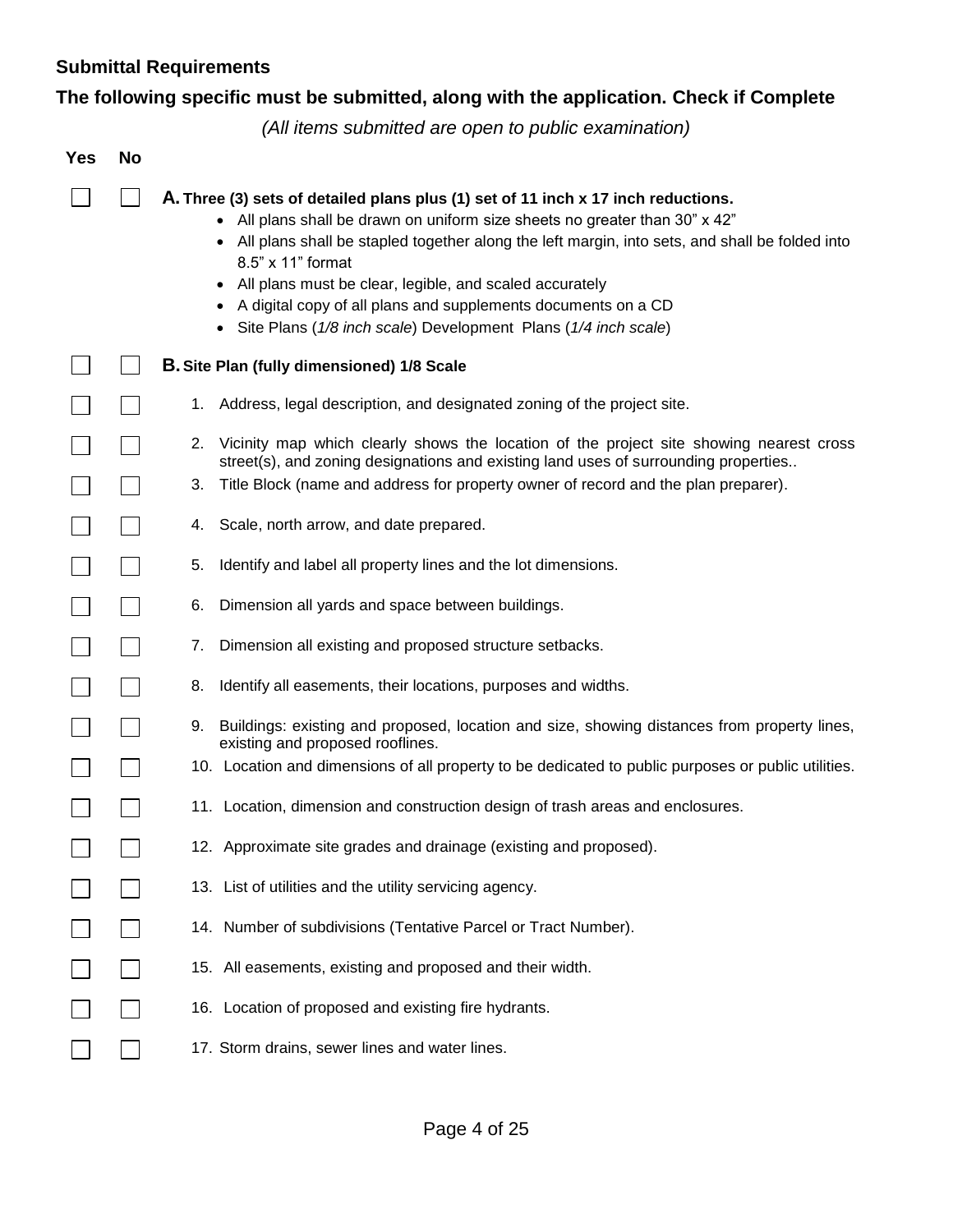## Submittal Requirements

## The following specific must be submitted, along with the application. Check if Complete

*(All items submitted are open to public examination)*

| Yes | No | |
|---|---|---|
| ☐ | ☐ | **A. Three (3) sets of detailed plans plus (1) set of 11 inch x 17 inch reductions.** |
| | | • All plans shall be drawn on uniform size sheets no greater than 30" x 42" |
| | | • All plans shall be stapled together along the left margin, into sets, and shall be folded into 8.5" x 11" format |
| | | • All plans must be clear, legible, and scaled accurately |
| | | • A digital copy of all plans and supplements documents on a CD |
| | | • Site Plans (*1/8 inch scale*) Development Plans (*1/4 inch scale*) |
| ☐ | ☐ | **B. Site Plan (fully dimensioned) 1/8 Scale** |
| ☐ | ☐ | 1. Address, legal description, and designated zoning of the project site. |
| ☐ | ☐ | 2. Vicinity map which clearly shows the location of the project site showing nearest cross street(s), and zoning designations and existing land uses of surrounding properties.. |
| ☐ | ☐ | 3. Title Block (name and address for property owner of record and the plan preparer). |
| ☐ | ☐ | 4. Scale, north arrow, and date prepared. |
| ☐ | ☐ | 5. Identify and label all property lines and the lot dimensions. |
| ☐ | ☐ | 6. Dimension all yards and space between buildings. |
| ☐ | ☐ | 7. Dimension all existing and proposed structure setbacks. |
| ☐ | ☐ | 8. Identify all easements, their locations, purposes and widths. |
| ☐ | ☐ | 9. Buildings: existing and proposed, location and size, showing distances from property lines, existing and proposed rooflines. |
| ☐ | ☐ | 10. Location and dimensions of all property to be dedicated to public purposes or public utilities. |
| ☐ | ☐ | 11. Location, dimension and construction design of trash areas and enclosures. |
| ☐ | ☐ | 12. Approximate site grades and drainage (existing and proposed). |
| ☐ | ☐ | 13. List of utilities and the utility servicing agency. |
| ☐ | ☐ | 14. Number of subdivisions (Tentative Parcel or Tract Number). |
| ☐ | ☐ | 15. All easements, existing and proposed and their width. |
| ☐ | ☐ | 16. Location of proposed and existing fire hydrants. |
| ☐ | ☐ | 17. Storm drains, sewer lines and water lines. |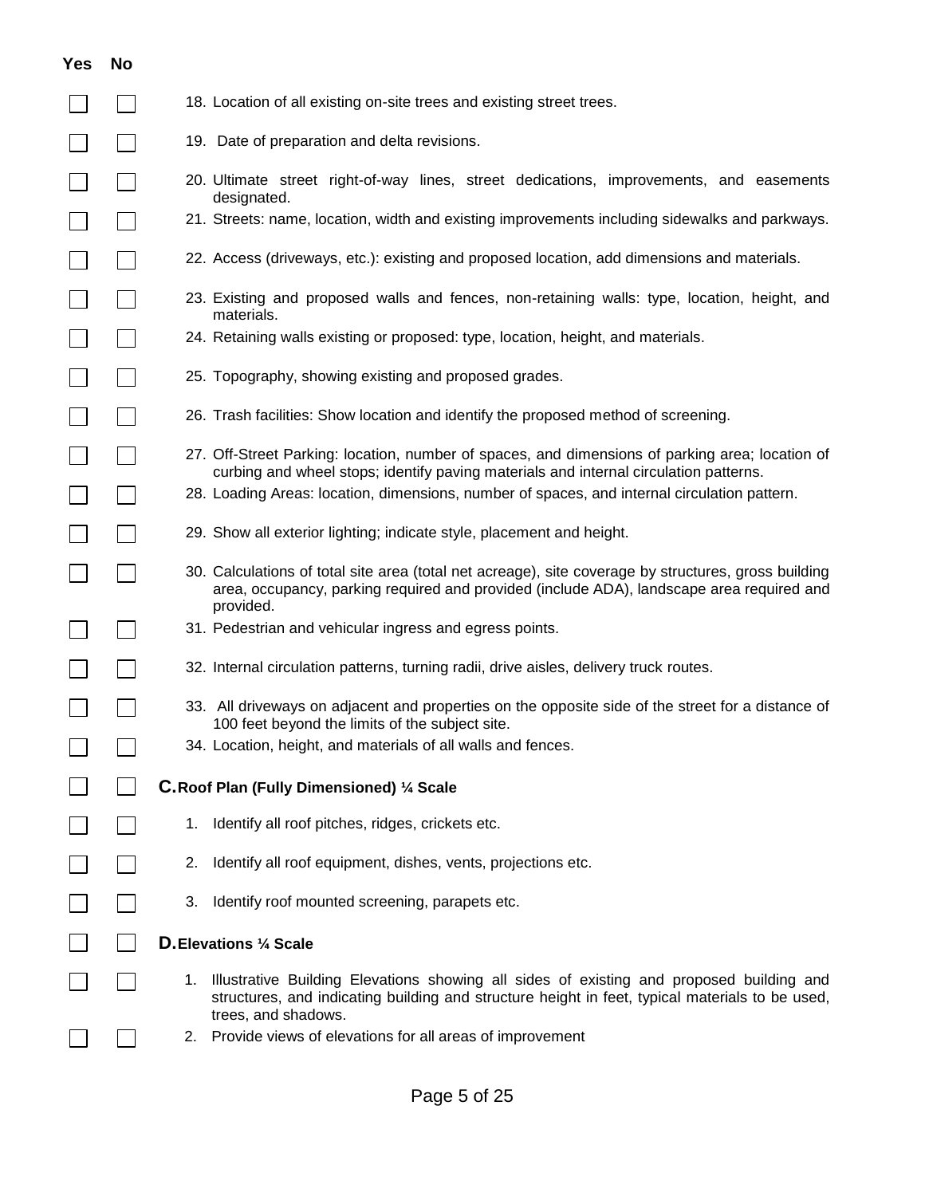| Yes | No | |
|---|---|---|
| ☐ | ☐ | 18. Location of all existing on-site trees and existing street trees. |
| ☐ | ☐ | 19. Date of preparation and delta revisions. |
| ☐ | ☐ | 20. Ultimate street right-of-way lines, street dedications, improvements, and easements designated. |
| ☐ | ☐ | 21. Streets: name, location, width and existing improvements including sidewalks and parkways. |
| ☐ | ☐ | 22. Access (driveways, etc.): existing and proposed location, add dimensions and materials. |
| ☐ | ☐ | 23. Existing and proposed walls and fences, non-retaining walls: type, location, height, and materials. |
| ☐ | ☐ | 24. Retaining walls existing or proposed: type, location, height, and materials. |
| ☐ | ☐ | 25. Topography, showing existing and proposed grades. |
| ☐ | ☐ | 26. Trash facilities: Show location and identify the proposed method of screening. |
| ☐ | ☐ | 27. Off-Street Parking: location, number of spaces, and dimensions of parking area; location of curbing and wheel stops; identify paving materials and internal circulation patterns. |
| ☐ | ☐ | 28. Loading Areas: location, dimensions, number of spaces, and internal circulation pattern. |
| ☐ | ☐ | 29. Show all exterior lighting; indicate style, placement and height. |
| ☐ | ☐ | 30. Calculations of total site area (total net acreage), site coverage by structures, gross building area, occupancy, parking required and provided (include ADA), landscape area required and provided. |
| ☐ | ☐ | 31. Pedestrian and vehicular ingress and egress points. |
| ☐ | ☐ | 32. Internal circulation patterns, turning radii, drive aisles, delivery truck routes. |
| ☐ | ☐ | 33. All driveways on adjacent and properties on the opposite side of the street for a distance of 100 feet beyond the limits of the subject site. |
| ☐ | ☐ | 34. Location, height, and materials of all walls and fences. |
| ☐ | ☐ | **C. Roof Plan (Fully Dimensioned) ¼ Scale** |
| ☐ | ☐ | 1. Identify all roof pitches, ridges, crickets etc. |
| ☐ | ☐ | 2. Identify all roof equipment, dishes, vents, projections etc. |
| ☐ | ☐ | 3. Identify roof mounted screening, parapets etc. |
| ☐ | ☐ | **D. Elevations ¼ Scale** |
| ☐ | ☐ | 1. Illustrative Building Elevations showing all sides of existing and proposed building and structures, and indicating building and structure height in feet, typical materials to be used, trees, and shadows. |
| ☐ | ☐ | 2. Provide views of elevations for all areas of improvement |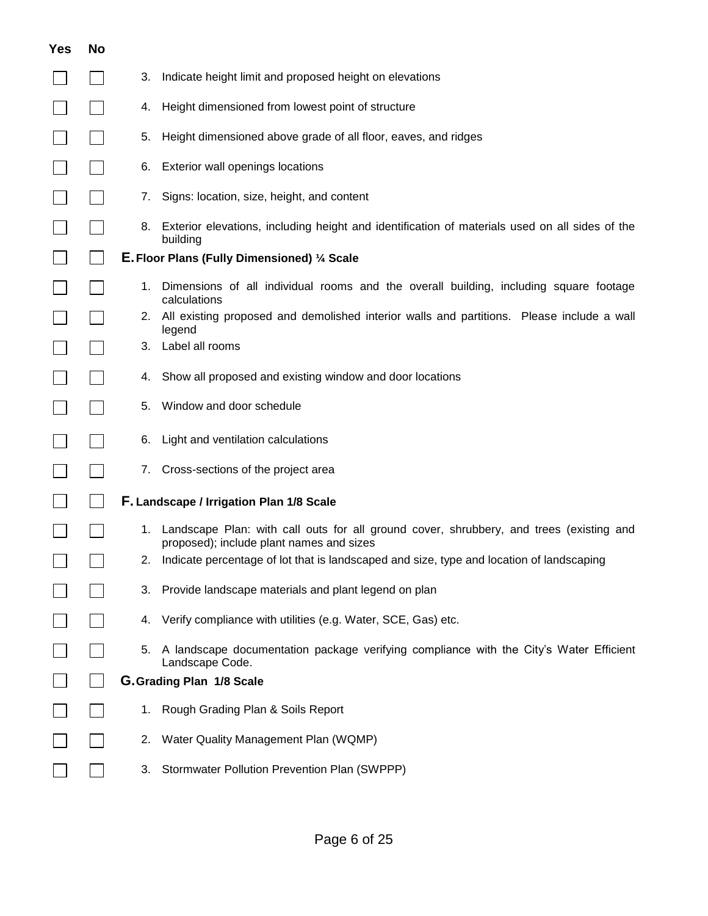| Yes | No | |
|---|---|---|
| ☐ | ☐ | 3. Indicate height limit and proposed height on elevations |
| ☐ | ☐ | 4. Height dimensioned from lowest point of structure |
| ☐ | ☐ | 5. Height dimensioned above grade of all floor, eaves, and ridges |
| ☐ | ☐ | 6. Exterior wall openings locations |
| ☐ | ☐ | 7. Signs: location, size, height, and content |
| ☐ | ☐ | 8. Exterior elevations, including height and identification of materials used on all sides of the building |
| ☐ | ☐ | **E. Floor Plans (Fully Dimensioned) ¼ Scale** |
| ☐ | ☐ | 1. Dimensions of all individual rooms and the overall building, including square footage calculations |
| ☐ | ☐ | 2. All existing proposed and demolished interior walls and partitions. Please include a wall legend |
| ☐ | ☐ | 3. Label all rooms |
| ☐ | ☐ | 4. Show all proposed and existing window and door locations |
| ☐ | ☐ | 5. Window and door schedule |
| ☐ | ☐ | 6. Light and ventilation calculations |
| ☐ | ☐ | 7. Cross-sections of the project area |
| ☐ | ☐ | **F. Landscape / Irrigation Plan 1/8 Scale** |
| ☐ | ☐ | 1. Landscape Plan: with call outs for all ground cover, shrubbery, and trees (existing and proposed); include plant names and sizes |
| ☐ | ☐ | 2. Indicate percentage of lot that is landscaped and size, type and location of landscaping |
| ☐ | ☐ | 3. Provide landscape materials and plant legend on plan |
| ☐ | ☐ | 4. Verify compliance with utilities (e.g. Water, SCE, Gas) etc. |
| ☐ | ☐ | 5. A landscape documentation package verifying compliance with the City's Water Efficient Landscape Code. |
| ☐ | ☐ | **G. Grading Plan 1/8 Scale** |
| ☐ | ☐ | 1. Rough Grading Plan & Soils Report |
| ☐ | ☐ | 2. Water Quality Management Plan (WQMP) |
| ☐ | ☐ | 3. Stormwater Pollution Prevention Plan (SWPPP) |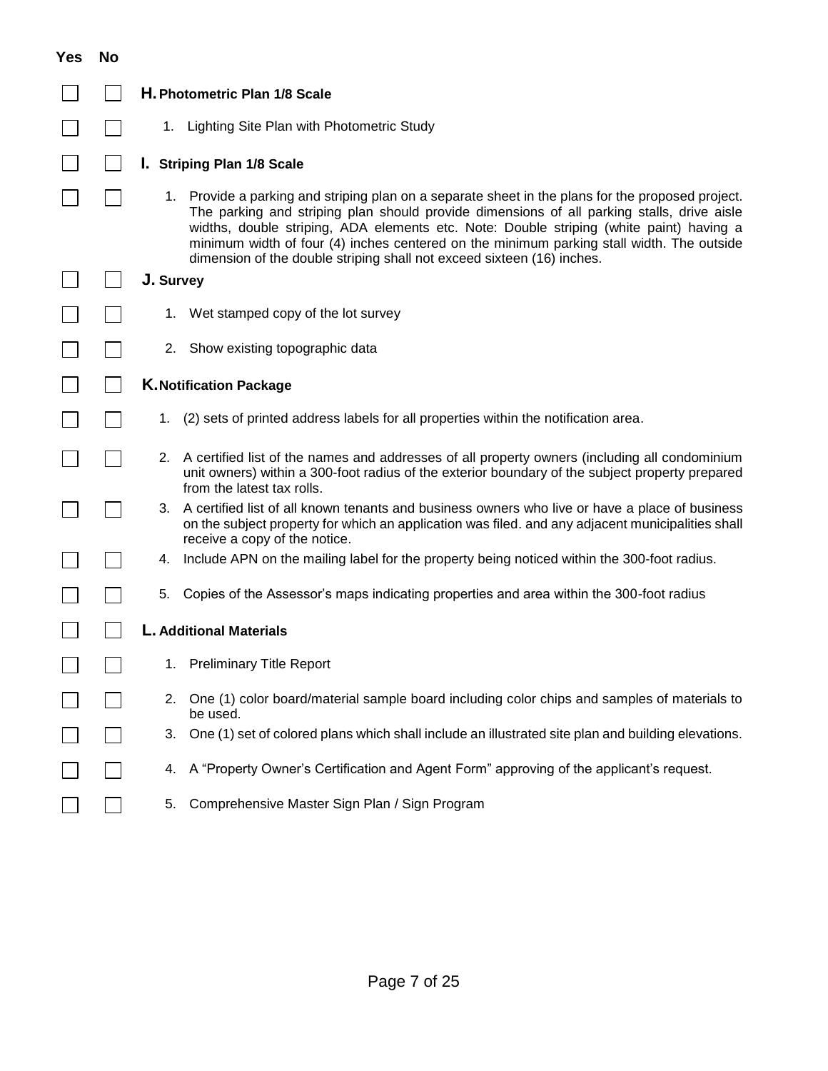| Yes | No | |
|---|---|---|
| ☐ | ☐ | **H. Photometric Plan 1/8 Scale** |
| ☐ | ☐ | 1. Lighting Site Plan with Photometric Study |
| ☐ | ☐ | **I. Striping Plan 1/8 Scale** |
| ☐ | ☐ | 1. Provide a parking and striping plan on a separate sheet in the plans for the proposed project. The parking and striping plan should provide dimensions of all parking stalls, drive aisle widths, double striping, ADA elements etc. Note: Double striping (white paint) having a minimum width of four (4) inches centered on the minimum parking stall width. The outside dimension of the double striping shall not exceed sixteen (16) inches. |
| ☐ | ☐ | **J. Survey** |
| ☐ | ☐ | 1. Wet stamped copy of the lot survey |
| ☐ | ☐ | 2. Show existing topographic data |
| ☐ | ☐ | **K. Notification Package** |
| ☐ | ☐ | 1. (2) sets of printed address labels for all properties within the notification area. |
| ☐ | ☐ | 2. A certified list of the names and addresses of all property owners (including all condominium unit owners) within a 300-foot radius of the exterior boundary of the subject property prepared from the latest tax rolls. |
| ☐ | ☐ | 3. A certified list of all known tenants and business owners who live or have a place of business on the subject property for which an application was filed. and any adjacent municipalities shall receive a copy of the notice. |
| ☐ | ☐ | 4. Include APN on the mailing label for the property being noticed within the 300-foot radius. |
| ☐ | ☐ | 5. Copies of the Assessor's maps indicating properties and area within the 300-foot radius |
| ☐ | ☐ | **L. Additional Materials** |
| ☐ | ☐ | 1. Preliminary Title Report |
| ☐ | ☐ | 2. One (1) color board/material sample board including color chips and samples of materials to be used. |
| ☐ | ☐ | 3. One (1) set of colored plans which shall include an illustrated site plan and building elevations. |
| ☐ | ☐ | 4. A "Property Owner's Certification and Agent Form" approving of the applicant's request. |
| ☐ | ☐ | 5. Comprehensive Master Sign Plan / Sign Program |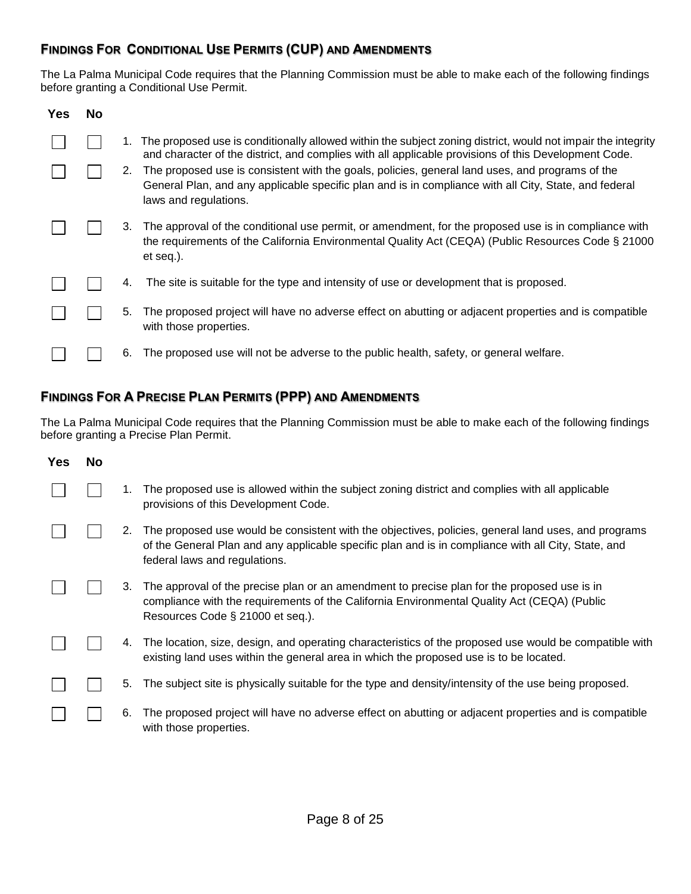## Findings For Conditional Use Permits (CUP) and Amendments

The La Palma Municipal Code requires that the Planning Commission must be able to make each of the following findings before granting a Conditional Use Permit.

| Yes | No | |
|---|---|---|
| ☐ | ☐ | 1. The proposed use is conditionally allowed within the subject zoning district, would not impair the integrity and character of the district, and complies with all applicable provisions of this Development Code. |
| ☐ | ☐ | 2. The proposed use is consistent with the goals, policies, general land uses, and programs of the General Plan, and any applicable specific plan and is in compliance with all City, State, and federal laws and regulations. |
| ☐ | ☐ | 3. The approval of the conditional use permit, or amendment, for the proposed use is in compliance with the requirements of the California Environmental Quality Act (CEQA) (Public Resources Code § 21000 et seq.). |
| ☐ | ☐ | 4. The site is suitable for the type and intensity of use or development that is proposed. |
| ☐ | ☐ | 5. The proposed project will have no adverse effect on abutting or adjacent properties and is compatible with those properties. |
| ☐ | ☐ | 6. The proposed use will not be adverse to the public health, safety, or general welfare. |

## Findings For A Precise Plan Permits (PPP) and Amendments

The La Palma Municipal Code requires that the Planning Commission must be able to make each of the following findings before granting a Precise Plan Permit.

| Yes | No | |
|---|---|---|
| ☐ | ☐ | 1. The proposed use is allowed within the subject zoning district and complies with all applicable provisions of this Development Code. |
| ☐ | ☐ | 2. The proposed use would be consistent with the objectives, policies, general land uses, and programs of the General Plan and any applicable specific plan and is in compliance with all City, State, and federal laws and regulations. |
| ☐ | ☐ | 3. The approval of the precise plan or an amendment to precise plan for the proposed use is in compliance with the requirements of the California Environmental Quality Act (CEQA) (Public Resources Code § 21000 et seq.). |
| ☐ | ☐ | 4. The location, size, design, and operating characteristics of the proposed use would be compatible with existing land uses within the general area in which the proposed use is to be located. |
| ☐ | ☐ | 5. The subject site is physically suitable for the type and density/intensity of the use being proposed. |
| ☐ | ☐ | 6. The proposed project will have no adverse effect on abutting or adjacent properties and is compatible with those properties. |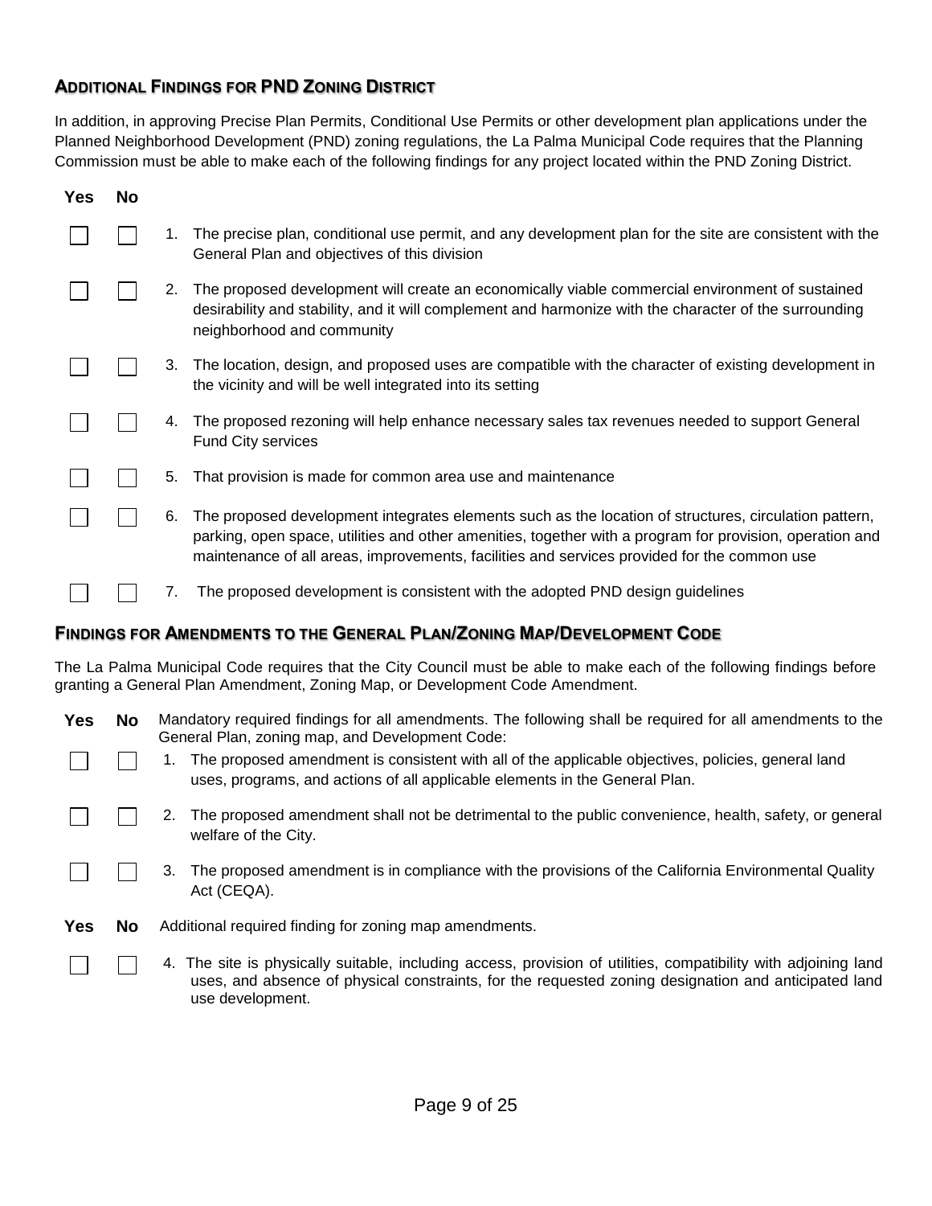## ADDITIONAL FINDINGS FOR PND ZONING DISTRICT

In addition, in approving Precise Plan Permits, Conditional Use Permits or other development plan applications under the Planned Neighborhood Development (PND) zoning regulations, the La Palma Municipal Code requires that the Planning Commission must be able to make each of the following findings for any project located within the PND Zoning District.

| Yes | No | |
|---|---|---|
| ☐ | ☐ | 1. The precise plan, conditional use permit, and any development plan for the site are consistent with the General Plan and objectives of this division |
| ☐ | ☐ | 2. The proposed development will create an economically viable commercial environment of sustained desirability and stability, and it will complement and harmonize with the character of the surrounding neighborhood and community |
| ☐ | ☐ | 3. The location, design, and proposed uses are compatible with the character of existing development in the vicinity and will be well integrated into its setting |
| ☐ | ☐ | 4. The proposed rezoning will help enhance necessary sales tax revenues needed to support General Fund City services |
| ☐ | ☐ | 5. That provision is made for common area use and maintenance |
| ☐ | ☐ | 6. The proposed development integrates elements such as the location of structures, circulation pattern, parking, open space, utilities and other amenities, together with a program for provision, operation and maintenance of all areas, improvements, facilities and services provided for the common use |
| ☐ | ☐ | 7. The proposed development is consistent with the adopted PND design guidelines |

## FINDINGS FOR AMENDMENTS TO THE GENERAL PLAN/ZONING MAP/DEVELOPMENT CODE

The La Palma Municipal Code requires that the City Council must be able to make each of the following findings before granting a General Plan Amendment, Zoning Map, or Development Code Amendment.

| Yes | No | Mandatory required findings for all amendments. The following shall be required for all amendments to the General Plan, zoning map, and Development Code: |
|---|---|---|
| ☐ | ☐ | 1. The proposed amendment is consistent with all of the applicable objectives, policies, general land uses, programs, and actions of all applicable elements in the General Plan. |
| ☐ | ☐ | 2. The proposed amendment shall not be detrimental to the public convenience, health, safety, or general welfare of the City. |
| ☐ | ☐ | 3. The proposed amendment is in compliance with the provisions of the California Environmental Quality Act (CEQA). |

| Yes | No | Additional required finding for zoning map amendments. |
|---|---|---|
| ☐ | ☐ | 4. The site is physically suitable, including access, provision of utilities, compatibility with adjoining land uses, and absence of physical constraints, for the requested zoning designation and anticipated land use development. |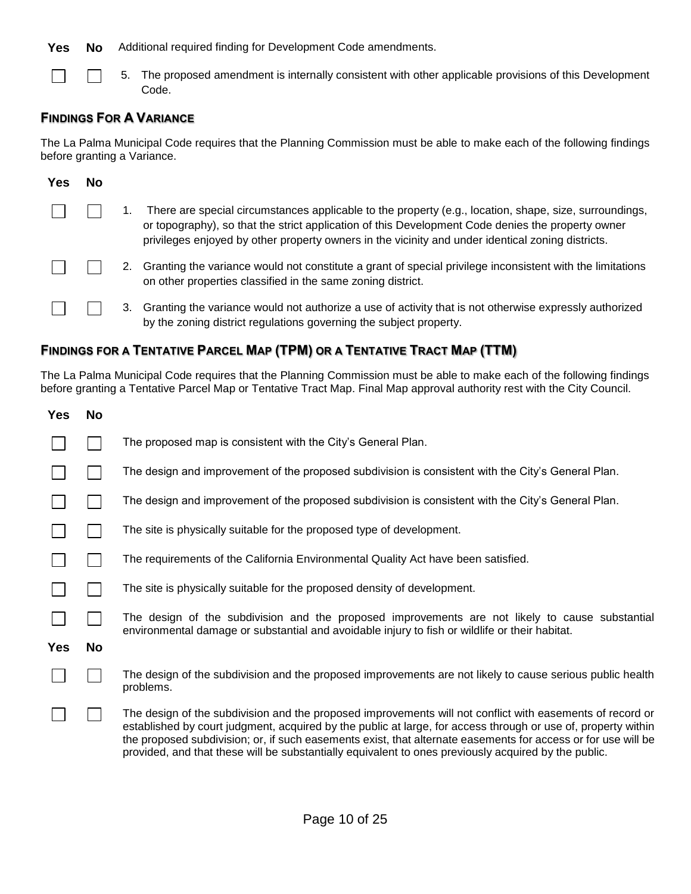| Yes | No | Additional required finding for Development Code amendments. |
|---|---|---|
| ☐ | ☐ | 5. The proposed amendment is internally consistent with other applicable provisions of this Development Code. |

## FINDINGS FOR A VARIANCE

The La Palma Municipal Code requires that the Planning Commission must be able to make each of the following findings before granting a Variance.

| Yes | No | |
|---|---|---|
| ☐ | ☐ | 1. There are special circumstances applicable to the property (e.g., location, shape, size, surroundings, or topography), so that the strict application of this Development Code denies the property owner privileges enjoyed by other property owners in the vicinity and under identical zoning districts. |
| ☐ | ☐ | 2. Granting the variance would not constitute a grant of special privilege inconsistent with the limitations on other properties classified in the same zoning district. |
| ☐ | ☐ | 3. Granting the variance would not authorize a use of activity that is not otherwise expressly authorized by the zoning district regulations governing the subject property. |

## FINDINGS FOR A TENTATIVE PARCEL MAP (TPM) OR A TENTATIVE TRACT MAP (TTM)

The La Palma Municipal Code requires that the Planning Commission must be able to make each of the following findings before granting a Tentative Parcel Map or Tentative Tract Map. Final Map approval authority rest with the City Council.

| Yes | No | |
|---|---|---|
| ☐ | ☐ | The proposed map is consistent with the City's General Plan. |
| ☐ | ☐ | The design and improvement of the proposed subdivision is consistent with the City's General Plan. |
| ☐ | ☐ | The design and improvement of the proposed subdivision is consistent with the City's General Plan. |
| ☐ | ☐ | The site is physically suitable for the proposed type of development. |
| ☐ | ☐ | The requirements of the California Environmental Quality Act have been satisfied. |
| ☐ | ☐ | The site is physically suitable for the proposed density of development. |
| ☐ | ☐ | The design of the subdivision and the proposed improvements are not likely to cause substantial environmental damage or substantial and avoidable injury to fish or wildlife or their habitat. |

| Yes | No | |
|---|---|---|
| ☐ | ☐ | The design of the subdivision and the proposed improvements are not likely to cause serious public health problems. |
| ☐ | ☐ | The design of the subdivision and the proposed improvements will not conflict with easements of record or established by court judgment, acquired by the public at large, for access through or use of, property within the proposed subdivision; or, if such easements exist, that alternate easements for access or for use will be provided, and that these will be substantially equivalent to ones previously acquired by the public. |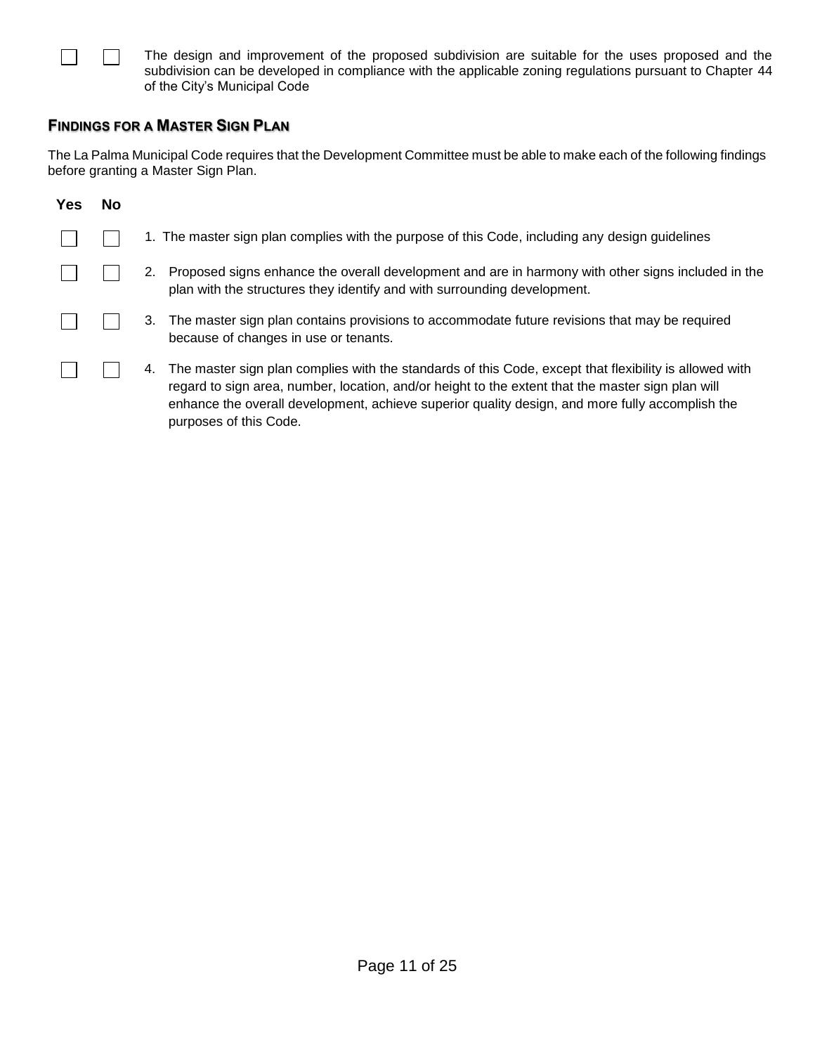☐ ☐ The design and improvement of the proposed subdivision are suitable for the uses proposed and the subdivision can be developed in compliance with the applicable zoning regulations pursuant to Chapter 44 of the City's Municipal Code

## FINDINGS FOR A MASTER SIGN PLAN

The La Palma Municipal Code requires that the Development Committee must be able to make each of the following findings before granting a Master Sign Plan.

| Yes | No | |
|---|---|---|
| ☐ | ☐ | 1. The master sign plan complies with the purpose of this Code, including any design guidelines |
| ☐ | ☐ | 2. Proposed signs enhance the overall development and are in harmony with other signs included in the plan with the structures they identify and with surrounding development. |
| ☐ | ☐ | 3. The master sign plan contains provisions to accommodate future revisions that may be required because of changes in use or tenants. |
| ☐ | ☐ | 4. The master sign plan complies with the standards of this Code, except that flexibility is allowed with regard to sign area, number, location, and/or height to the extent that the master sign plan will enhance the overall development, achieve superior quality design, and more fully accomplish the purposes of this Code. |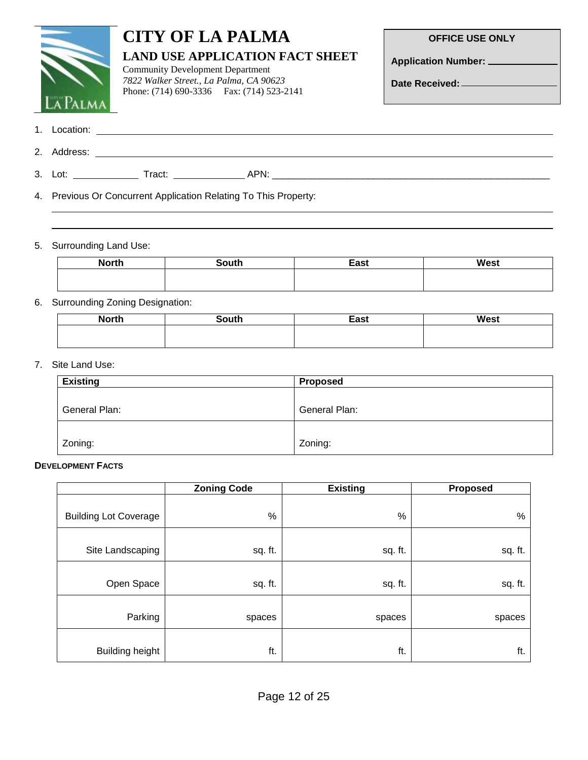# CITY OF LA PALMA

## LAND USE APPLICATION FACT SHEET

Community Development Department
*7822 Walker Street., La Palma, CA 90623*
Phone: (714) 690-3336 Fax: (714) 523-2141

**OFFICE USE ONLY**

**Application Number:** ______________

**Date Received:** ______________

1. Location: ______________________________________________

2. Address: ______________________________________________

3. Lot: ____________ Tract: _____________ APN: ______________________________

4. Previous Or Concurrent Application Relating To This Property:

______________________________________________

______________________________________________

5. Surrounding Land Use:

| North | South | East | West |
|---|---|---|---|
| | | | |

6. Surrounding Zoning Designation:

| North | South | East | West |
|---|---|---|---|
| | | | |

7. Site Land Use:

| Existing | Proposed |
|---|---|
| General Plan: | General Plan: |
| Zoning: | Zoning: |

**DEVELOPMENT FACTS**

| | Zoning Code | Existing | Proposed |
|---|---|---|---|
| Building Lot Coverage | % | % | % |
| Site Landscaping | sq. ft. | sq. ft. | sq. ft. |
| Open Space | sq. ft. | sq. ft. | sq. ft. |
| Parking | spaces | spaces | spaces |
| Building height | ft. | ft. | ft. |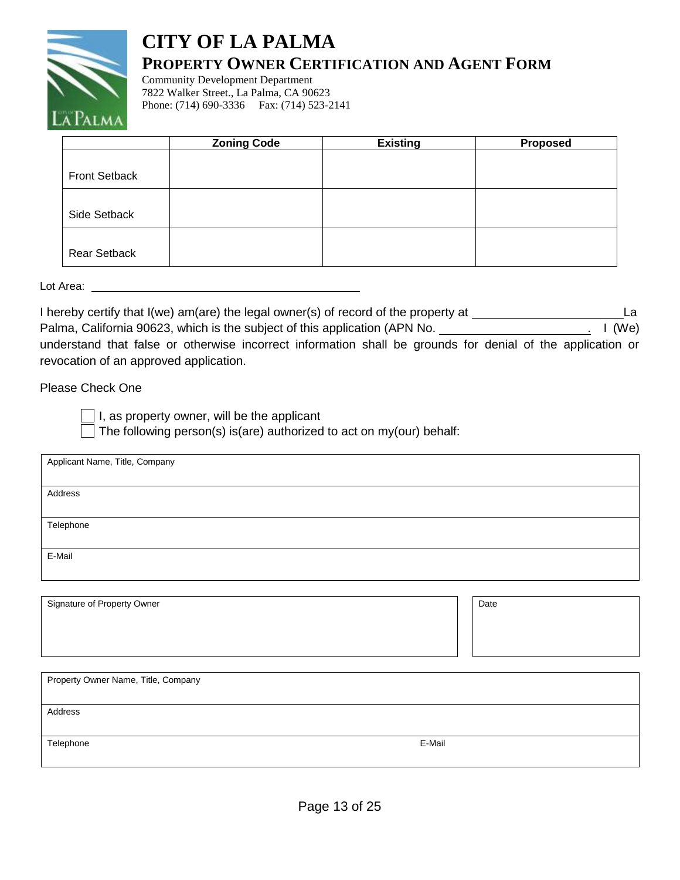# CITY OF LA PALMA

## PROPERTY OWNER CERTIFICATION AND AGENT FORM

Community Development Department
7822 Walker Street., La Palma, CA 90623
Phone: (714) 690-3336 Fax: (714) 523-2141

| | Zoning Code | Existing | Proposed |
|---|---|---|---|
| Front Setback | | | |
| Side Setback | | | |
| Rear Setback | | | |

Lot Area: ______________________________

I hereby certify that I(we) am(are) the legal owner(s) of record of the property at ______________________ La Palma, California 90623, which is the subject of this application (APN No. ______________________. I (We) understand that false or otherwise incorrect information shall be grounds for denial of the application or revocation of an approved application.

Please Check One

- ☐ I, as property owner, will be the applicant
- ☐ The following person(s) is(are) authorized to act on my(our) behalf:

| Applicant Name, Title, Company |
|---|
| Address |
| Telephone |
| E-Mail |

| Signature of Property Owner | Date |
|---|---|
| | |

| Property Owner Name, Title, Company | |
|---|---|
| Address | |
| Telephone | E-Mail |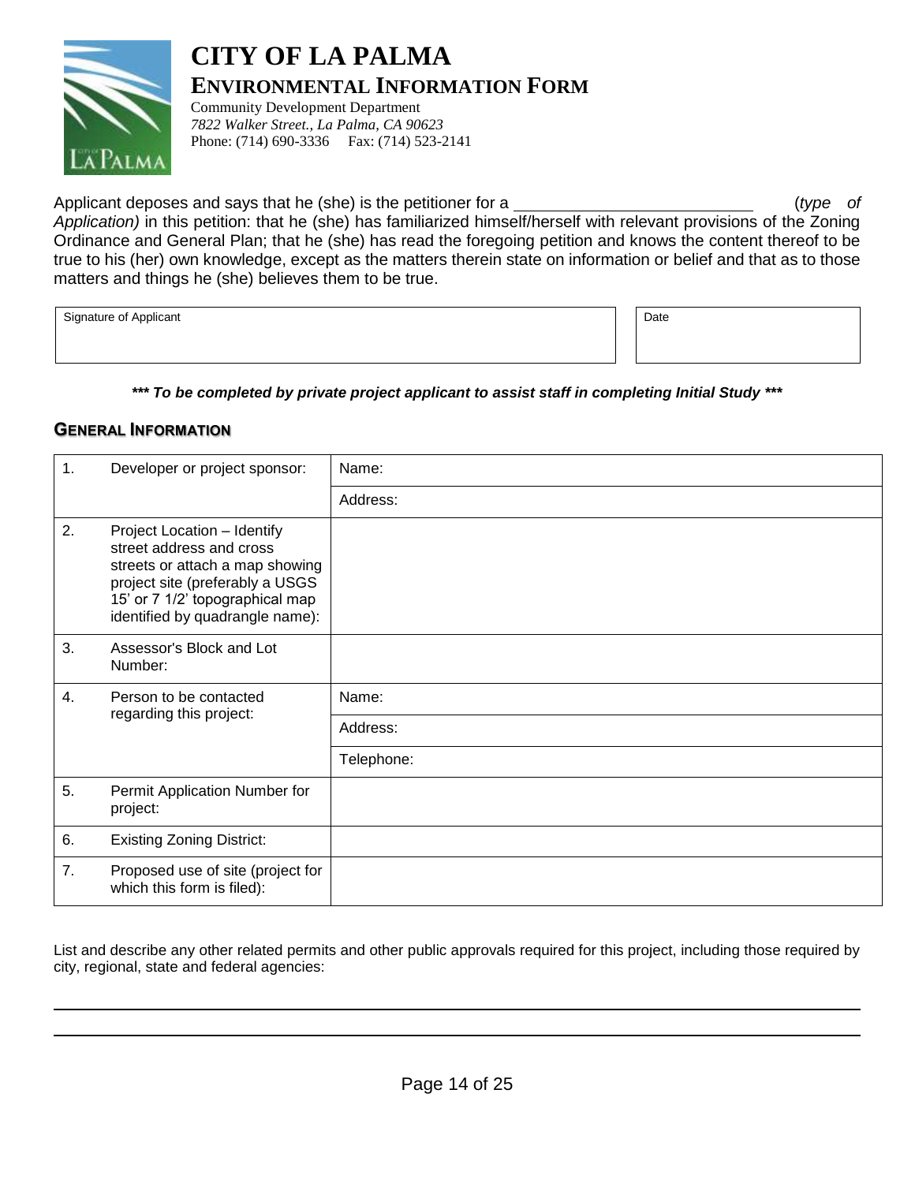# CITY OF LA PALMA

## ENVIRONMENTAL INFORMATION FORM

Community Development Department
*7822 Walker Street., La Palma, CA 90623*
Phone: (714) 690-3336 Fax: (714) 523-2141

Applicant deposes and says that he (she) is the petitioner for a ____________________ (*type of Application)* in this petition: that he (she) has familiarized himself/herself with relevant provisions of the Zoning Ordinance and General Plan; that he (she) has read the foregoing petition and knows the content thereof to be true to his (her) own knowledge, except as the matters therein state on information or belief and that as to those matters and things he (she) believes them to be true.

| Signature of Applicant | Date |
|---|---|
| | |

***\*\*\* To be completed by private project applicant to assist staff in completing Initial Study \*\*\****

### GENERAL INFORMATION

| | | |
|---|---|---|
| 1. | Developer or project sponsor: | Name: |
| | | Address: |
| 2. | Project Location – Identify street address and cross streets or attach a map showing project site (preferably a USGS 15' or 7 1/2' topographical map identified by quadrangle name): | |
| 3. | Assessor's Block and Lot Number: | |
| 4. | Person to be contacted regarding this project: | Name: |
| | | Address: |
| | | Telephone: |
| 5. | Permit Application Number for project: | |
| 6. | Existing Zoning District: | |
| 7. | Proposed use of site (project for which this form is filed): | |

List and describe any other related permits and other public approvals required for this project, including those required by city, regional, state and federal agencies:

______________________________________________________________________________

______________________________________________________________________________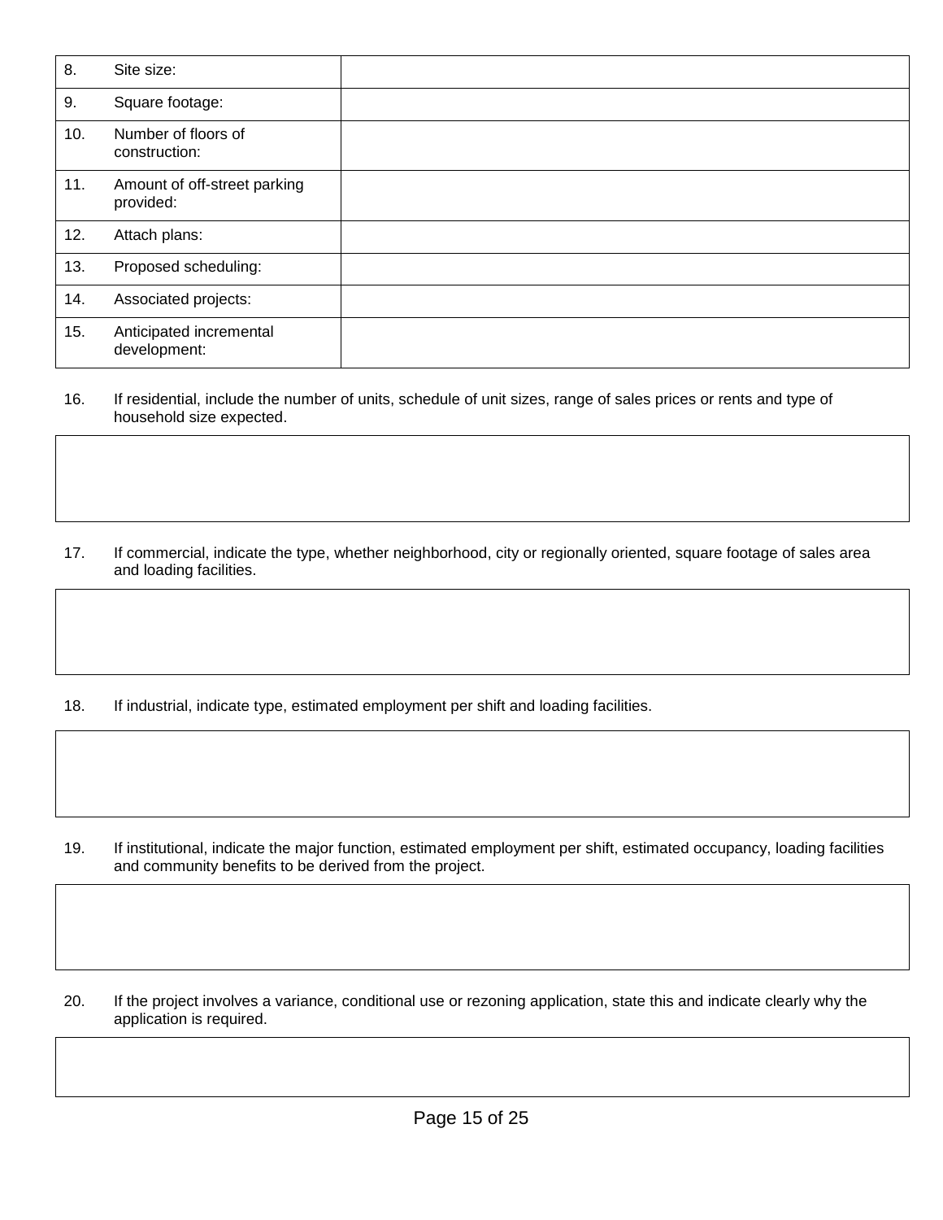| | |
|---|---|
| 8. Site size: | |
| 9. Square footage: | |
| 10. Number of floors of construction: | |
| 11. Amount of off-street parking provided: | |
| 12. Attach plans: | |
| 13. Proposed scheduling: | |
| 14. Associated projects: | |
| 15. Anticipated incremental development: | |

16. If residential, include the number of units, schedule of unit sizes, range of sales prices or rents and type of household size expected.

| |
|---|
| |

17. If commercial, indicate the type, whether neighborhood, city or regionally oriented, square footage of sales area and loading facilities.

| |
|---|
| |

18. If industrial, indicate type, estimated employment per shift and loading facilities.

| |
|---|
| |

19. If institutional, indicate the major function, estimated employment per shift, estimated occupancy, loading facilities and community benefits to be derived from the project.

| |
|---|
| |

20. If the project involves a variance, conditional use or rezoning application, state this and indicate clearly why the application is required.

| |
|---|
| |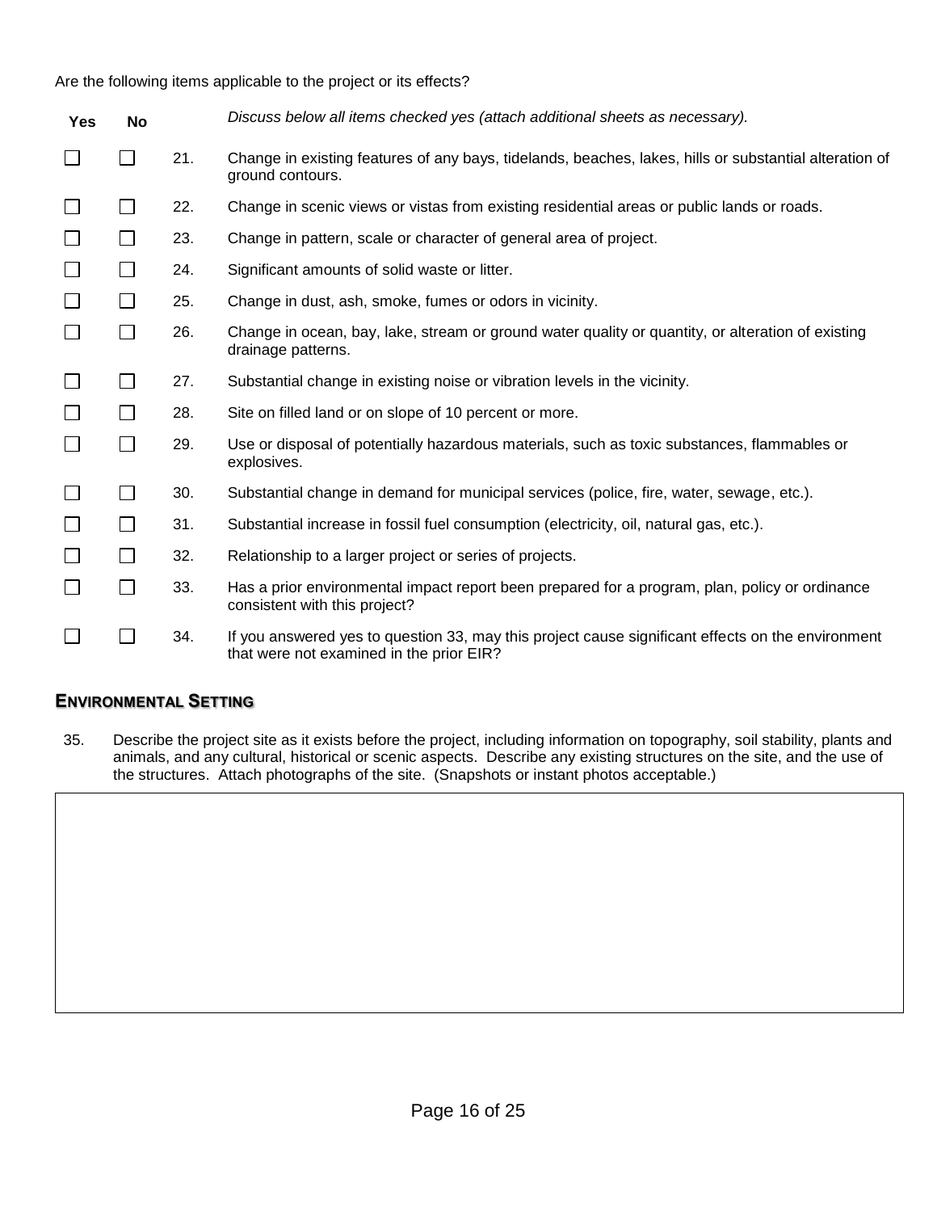Are the following items applicable to the project or its effects?

| Yes | No | | *Discuss below all items checked yes (attach additional sheets as necessary).* |
|---|---|---|---|
| ☐ | ☐ | 21. | Change in existing features of any bays, tidelands, beaches, lakes, hills or substantial alteration of ground contours. |
| ☐ | ☐ | 22. | Change in scenic views or vistas from existing residential areas or public lands or roads. |
| ☐ | ☐ | 23. | Change in pattern, scale or character of general area of project. |
| ☐ | ☐ | 24. | Significant amounts of solid waste or litter. |
| ☐ | ☐ | 25. | Change in dust, ash, smoke, fumes or odors in vicinity. |
| ☐ | ☐ | 26. | Change in ocean, bay, lake, stream or ground water quality or quantity, or alteration of existing drainage patterns. |
| ☐ | ☐ | 27. | Substantial change in existing noise or vibration levels in the vicinity. |
| ☐ | ☐ | 28. | Site on filled land or on slope of 10 percent or more. |
| ☐ | ☐ | 29. | Use or disposal of potentially hazardous materials, such as toxic substances, flammables or explosives. |
| ☐ | ☐ | 30. | Substantial change in demand for municipal services (police, fire, water, sewage, etc.). |
| ☐ | ☐ | 31. | Substantial increase in fossil fuel consumption (electricity, oil, natural gas, etc.). |
| ☐ | ☐ | 32. | Relationship to a larger project or series of projects. |
| ☐ | ☐ | 33. | Has a prior environmental impact report been prepared for a program, plan, policy or ordinance consistent with this project? |
| ☐ | ☐ | 34. | If you answered yes to question 33, may this project cause significant effects on the environment that were not examined in the prior EIR? |

## ENVIRONMENTAL SETTING

35. Describe the project site as it exists before the project, including information on topography, soil stability, plants and animals, and any cultural, historical or scenic aspects. Describe any existing structures on the site, and the use of the structures. Attach photographs of the site. (Snapshots or instant photos acceptable.)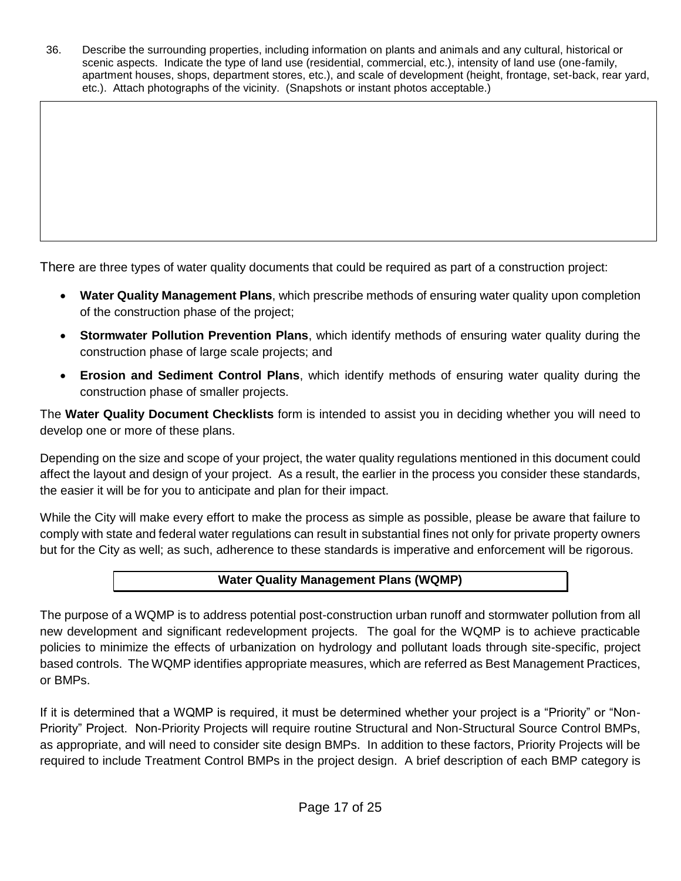36. Describe the surrounding properties, including information on plants and animals and any cultural, historical or scenic aspects. Indicate the type of land use (residential, commercial, etc.), intensity of land use (one-family, apartment houses, shops, department stores, etc.), and scale of development (height, frontage, set-back, rear yard, etc.). Attach photographs of the vicinity. (Snapshots or instant photos acceptable.)

There are three types of water quality documents that could be required as part of a construction project:

- **Water Quality Management Plans**, which prescribe methods of ensuring water quality upon completion of the construction phase of the project;
- **Stormwater Pollution Prevention Plans**, which identify methods of ensuring water quality during the construction phase of large scale projects; and
- **Erosion and Sediment Control Plans**, which identify methods of ensuring water quality during the construction phase of smaller projects.

The **Water Quality Document Checklists** form is intended to assist you in deciding whether you will need to develop one or more of these plans.

Depending on the size and scope of your project, the water quality regulations mentioned in this document could affect the layout and design of your project. As a result, the earlier in the process you consider these standards, the easier it will be for you to anticipate and plan for their impact.

While the City will make every effort to make the process as simple as possible, please be aware that failure to comply with state and federal water regulations can result in substantial fines not only for private property owners but for the City as well; as such, adherence to these standards is imperative and enforcement will be rigorous.

## Water Quality Management Plans (WQMP)

The purpose of a WQMP is to address potential post-construction urban runoff and stormwater pollution from all new development and significant redevelopment projects. The goal for the WQMP is to achieve practicable policies to minimize the effects of urbanization on hydrology and pollutant loads through site-specific, project based controls. The WQMP identifies appropriate measures, which are referred as Best Management Practices, or BMPs.

If it is determined that a WQMP is required, it must be determined whether your project is a "Priority" or "Non-Priority" Project. Non-Priority Projects will require routine Structural and Non-Structural Source Control BMPs, as appropriate, and will need to consider site design BMPs. In addition to these factors, Priority Projects will be required to include Treatment Control BMPs in the project design. A brief description of each BMP category is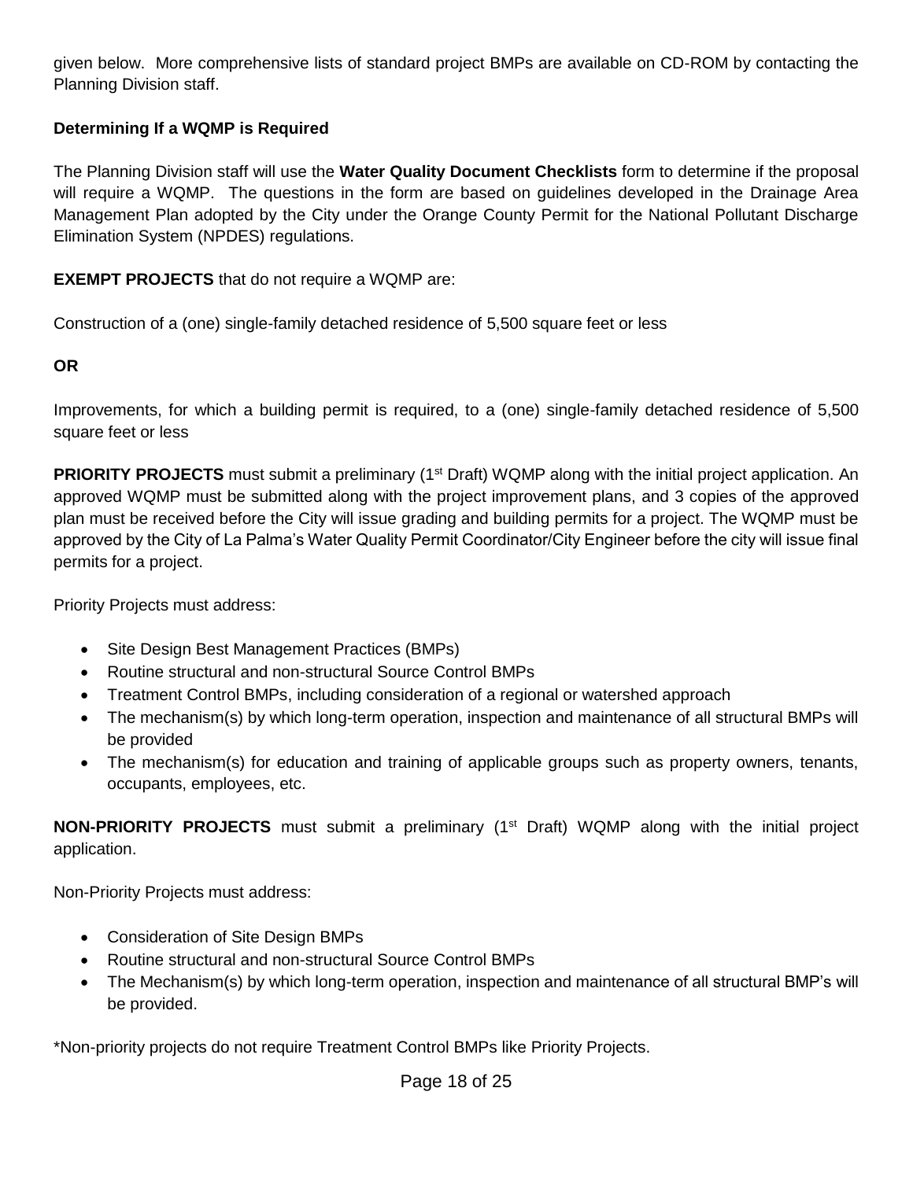given below. More comprehensive lists of standard project BMPs are available on CD-ROM by contacting the Planning Division staff.

**Determining If a WQMP is Required**

The Planning Division staff will use the **Water Quality Document Checklists** form to determine if the proposal will require a WQMP. The questions in the form are based on guidelines developed in the Drainage Area Management Plan adopted by the City under the Orange County Permit for the National Pollutant Discharge Elimination System (NPDES) regulations.

**EXEMPT PROJECTS** that do not require a WQMP are:

Construction of a (one) single-family detached residence of 5,500 square feet or less

**OR**

Improvements, for which a building permit is required, to a (one) single-family detached residence of 5,500 square feet or less

**PRIORITY PROJECTS** must submit a preliminary (1st Draft) WQMP along with the initial project application. An approved WQMP must be submitted along with the project improvement plans, and 3 copies of the approved plan must be received before the City will issue grading and building permits for a project. The WQMP must be approved by the City of La Palma's Water Quality Permit Coordinator/City Engineer before the city will issue final permits for a project.

Priority Projects must address:

- Site Design Best Management Practices (BMPs)
- Routine structural and non-structural Source Control BMPs
- Treatment Control BMPs, including consideration of a regional or watershed approach
- The mechanism(s) by which long-term operation, inspection and maintenance of all structural BMPs will be provided
- The mechanism(s) for education and training of applicable groups such as property owners, tenants, occupants, employees, etc.

**NON-PRIORITY PROJECTS** must submit a preliminary (1st Draft) WQMP along with the initial project application.

Non-Priority Projects must address:

- Consideration of Site Design BMPs
- Routine structural and non-structural Source Control BMPs
- The Mechanism(s) by which long-term operation, inspection and maintenance of all structural BMP's will be provided.

*Non-priority projects do not require Treatment Control BMPs like Priority Projects.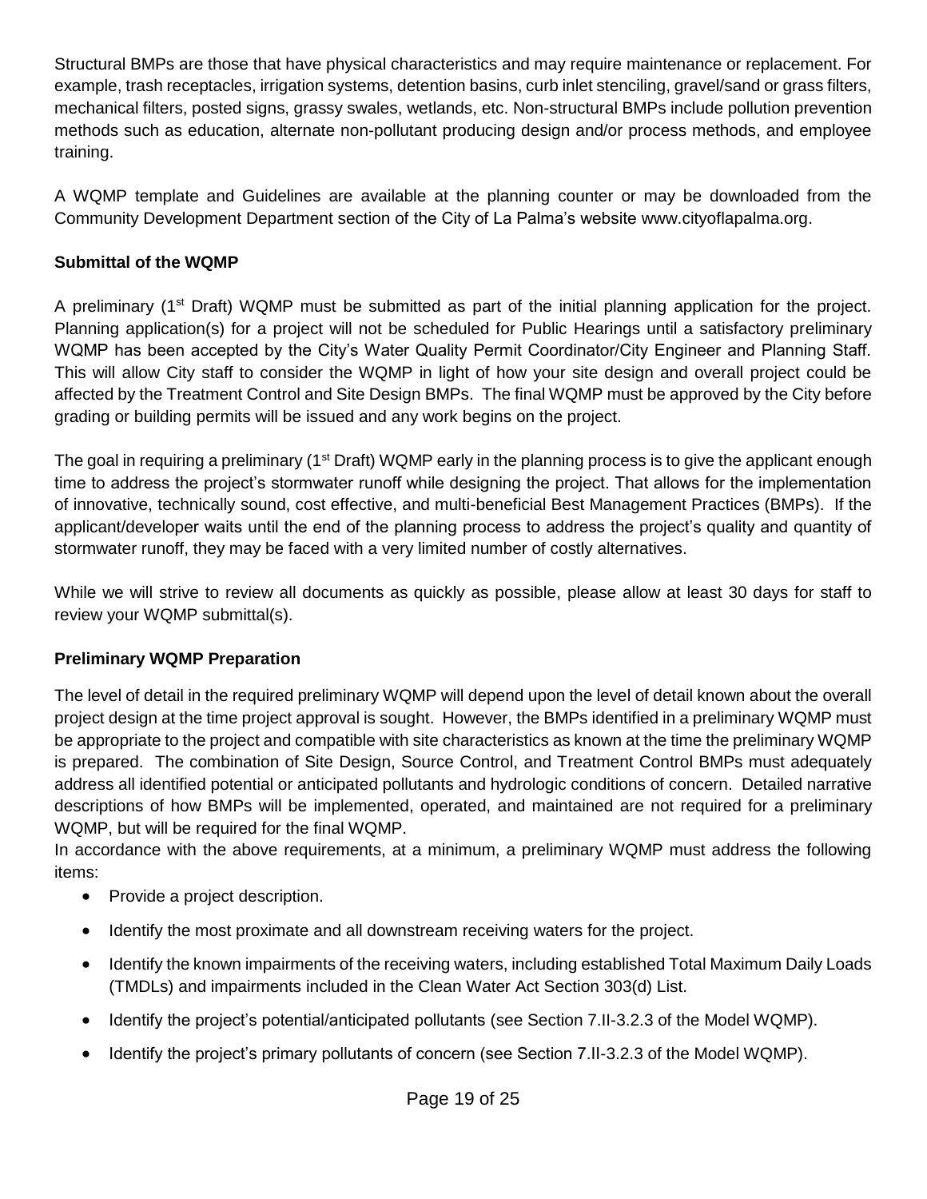Structural BMPs are those that have physical characteristics and may require maintenance or replacement. For example, trash receptacles, irrigation systems, detention basins, curb inlet stenciling, gravel/sand or grass filters, mechanical filters, posted signs, grassy swales, wetlands, etc. Non-structural BMPs include pollution prevention methods such as education, alternate non-pollutant producing design and/or process methods, and employee training.

A WQMP template and Guidelines are available at the planning counter or may be downloaded from the Community Development Department section of the City of La Palma's website www.cityoflapalma.org.

**Submittal of the WQMP**

A preliminary (1st Draft) WQMP must be submitted as part of the initial planning application for the project. Planning application(s) for a project will not be scheduled for Public Hearings until a satisfactory preliminary WQMP has been accepted by the City's Water Quality Permit Coordinator/City Engineer and Planning Staff. This will allow City staff to consider the WQMP in light of how your site design and overall project could be affected by the Treatment Control and Site Design BMPs. The final WQMP must be approved by the City before grading or building permits will be issued and any work begins on the project.

The goal in requiring a preliminary (1st Draft) WQMP early in the planning process is to give the applicant enough time to address the project's stormwater runoff while designing the project. That allows for the implementation of innovative, technically sound, cost effective, and multi-beneficial Best Management Practices (BMPs). If the applicant/developer waits until the end of the planning process to address the project's quality and quantity of stormwater runoff, they may be faced with a very limited number of costly alternatives.

While we will strive to review all documents as quickly as possible, please allow at least 30 days for staff to review your WQMP submittal(s).

**Preliminary WQMP Preparation**

The level of detail in the required preliminary WQMP will depend upon the level of detail known about the overall project design at the time project approval is sought. However, the BMPs identified in a preliminary WQMP must be appropriate to the project and compatible with site characteristics as known at the time the preliminary WQMP is prepared. The combination of Site Design, Source Control, and Treatment Control BMPs must adequately address all identified potential or anticipated pollutants and hydrologic conditions of concern. Detailed narrative descriptions of how BMPs will be implemented, operated, and maintained are not required for a preliminary WQMP, but will be required for the final WQMP.

In accordance with the above requirements, at a minimum, a preliminary WQMP must address the following items:

- Provide a project description.
- Identify the most proximate and all downstream receiving waters for the project.
- Identify the known impairments of the receiving waters, including established Total Maximum Daily Loads (TMDLs) and impairments included in the Clean Water Act Section 303(d) List.
- Identify the project's potential/anticipated pollutants (see Section 7.II-3.2.3 of the Model WQMP).
- Identify the project's primary pollutants of concern (see Section 7.II-3.2.3 of the Model WQMP).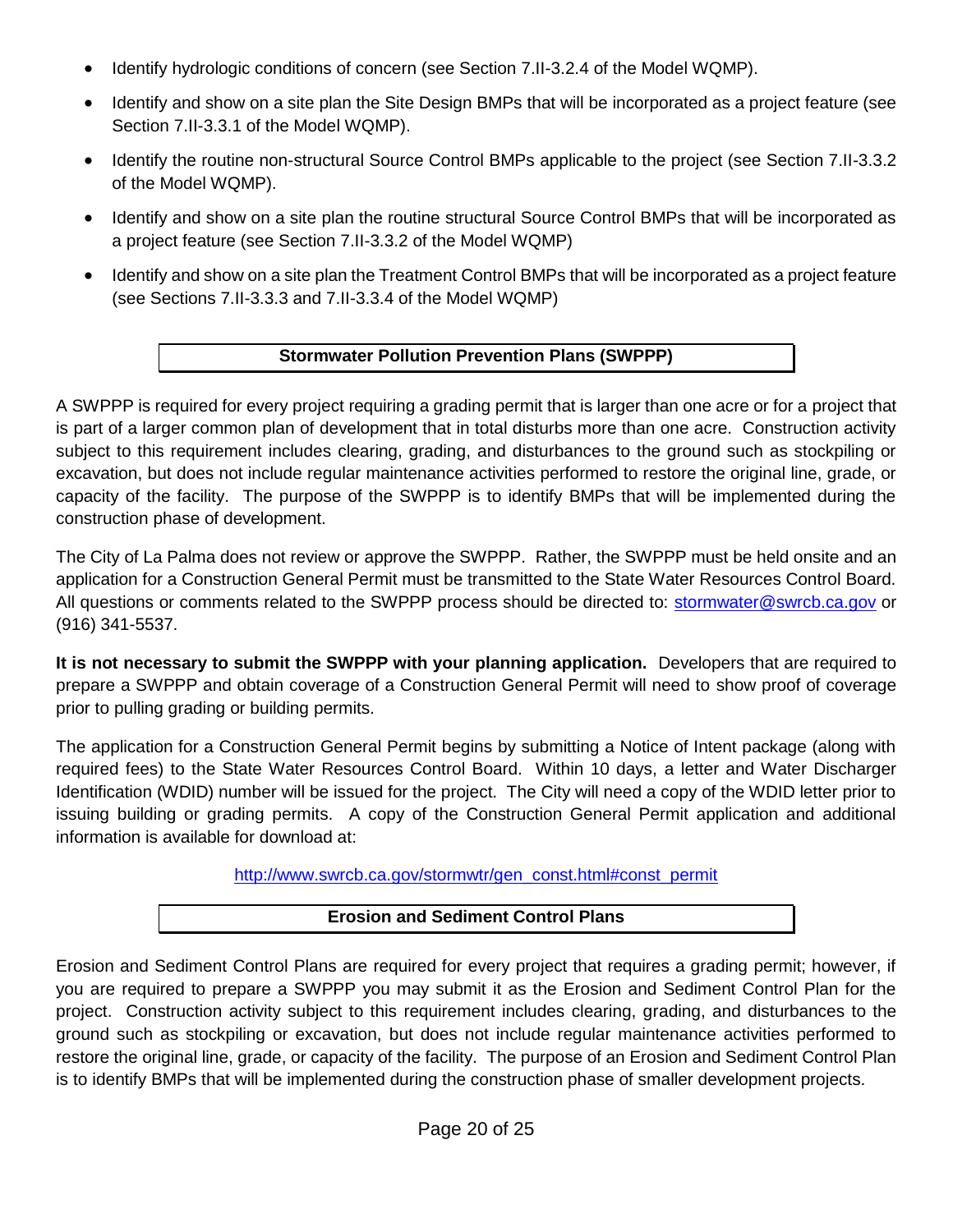- Identify hydrologic conditions of concern (see Section 7.II-3.2.4 of the Model WQMP).
- Identify and show on a site plan the Site Design BMPs that will be incorporated as a project feature (see Section 7.II-3.3.1 of the Model WQMP).
- Identify the routine non-structural Source Control BMPs applicable to the project (see Section 7.II-3.3.2 of the Model WQMP).
- Identify and show on a site plan the routine structural Source Control BMPs that will be incorporated as a project feature (see Section 7.II-3.3.2 of the Model WQMP)
- Identify and show on a site plan the Treatment Control BMPs that will be incorporated as a project feature (see Sections 7.II-3.3.3 and 7.II-3.3.4 of the Model WQMP)

## Stormwater Pollution Prevention Plans (SWPPP)

A SWPPP is required for every project requiring a grading permit that is larger than one acre or for a project that is part of a larger common plan of development that in total disturbs more than one acre. Construction activity subject to this requirement includes clearing, grading, and disturbances to the ground such as stockpiling or excavation, but does not include regular maintenance activities performed to restore the original line, grade, or capacity of the facility. The purpose of the SWPPP is to identify BMPs that will be implemented during the construction phase of development.

The City of La Palma does not review or approve the SWPPP. Rather, the SWPPP must be held onsite and an application for a Construction General Permit must be transmitted to the State Water Resources Control Board. All questions or comments related to the SWPPP process should be directed to: stormwater@swrcb.ca.gov or (916) 341-5537.

**It is not necessary to submit the SWPPP with your planning application.** Developers that are required to prepare a SWPPP and obtain coverage of a Construction General Permit will need to show proof of coverage prior to pulling grading or building permits.

The application for a Construction General Permit begins by submitting a Notice of Intent package (along with required fees) to the State Water Resources Control Board. Within 10 days, a letter and Water Discharger Identification (WDID) number will be issued for the project. The City will need a copy of the WDID letter prior to issuing building or grading permits. A copy of the Construction General Permit application and additional information is available for download at:

http://www.swrcb.ca.gov/stormwtr/gen_const.html#const_permit

## Erosion and Sediment Control Plans

Erosion and Sediment Control Plans are required for every project that requires a grading permit; however, if you are required to prepare a SWPPP you may submit it as the Erosion and Sediment Control Plan for the project. Construction activity subject to this requirement includes clearing, grading, and disturbances to the ground such as stockpiling or excavation, but does not include regular maintenance activities performed to restore the original line, grade, or capacity of the facility. The purpose of an Erosion and Sediment Control Plan is to identify BMPs that will be implemented during the construction phase of smaller development projects.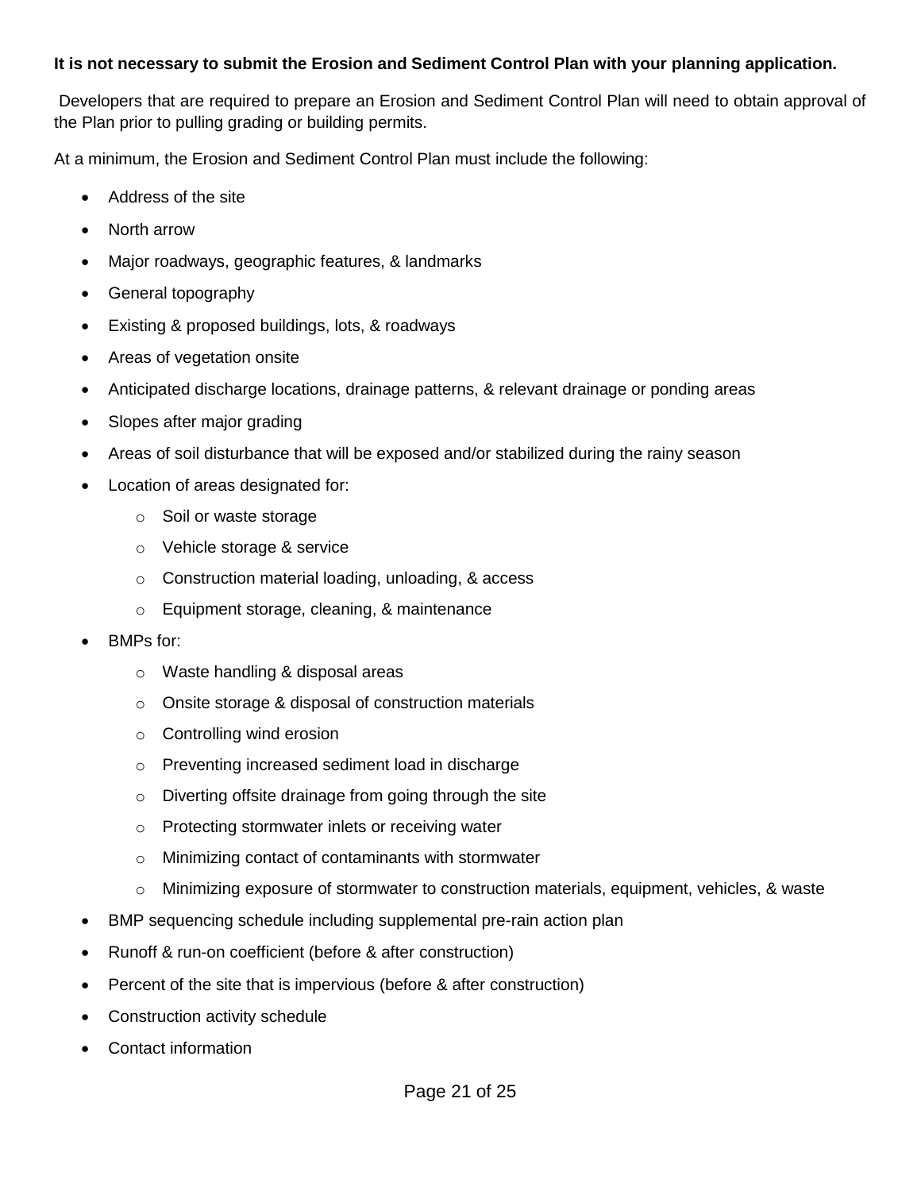**It is not necessary to submit the Erosion and Sediment Control Plan with your planning application.**

Developers that are required to prepare an Erosion and Sediment Control Plan will need to obtain approval of the Plan prior to pulling grading or building permits.

At a minimum, the Erosion and Sediment Control Plan must include the following:

- Address of the site
- North arrow
- Major roadways, geographic features, & landmarks
- General topography
- Existing & proposed buildings, lots, & roadways
- Areas of vegetation onsite
- Anticipated discharge locations, drainage patterns, & relevant drainage or ponding areas
- Slopes after major grading
- Areas of soil disturbance that will be exposed and/or stabilized during the rainy season
- Location of areas designated for:
    - Soil or waste storage
    - Vehicle storage & service
    - Construction material loading, unloading, & access
    - Equipment storage, cleaning, & maintenance
- BMPs for:
    - Waste handling & disposal areas
    - Onsite storage & disposal of construction materials
    - Controlling wind erosion
    - Preventing increased sediment load in discharge
    - Diverting offsite drainage from going through the site
    - Protecting stormwater inlets or receiving water
    - Minimizing contact of contaminants with stormwater
    - Minimizing exposure of stormwater to construction materials, equipment, vehicles, & waste
- BMP sequencing schedule including supplemental pre-rain action plan
- Runoff & run-on coefficient (before & after construction)
- Percent of the site that is impervious (before & after construction)
- Construction activity schedule
- Contact information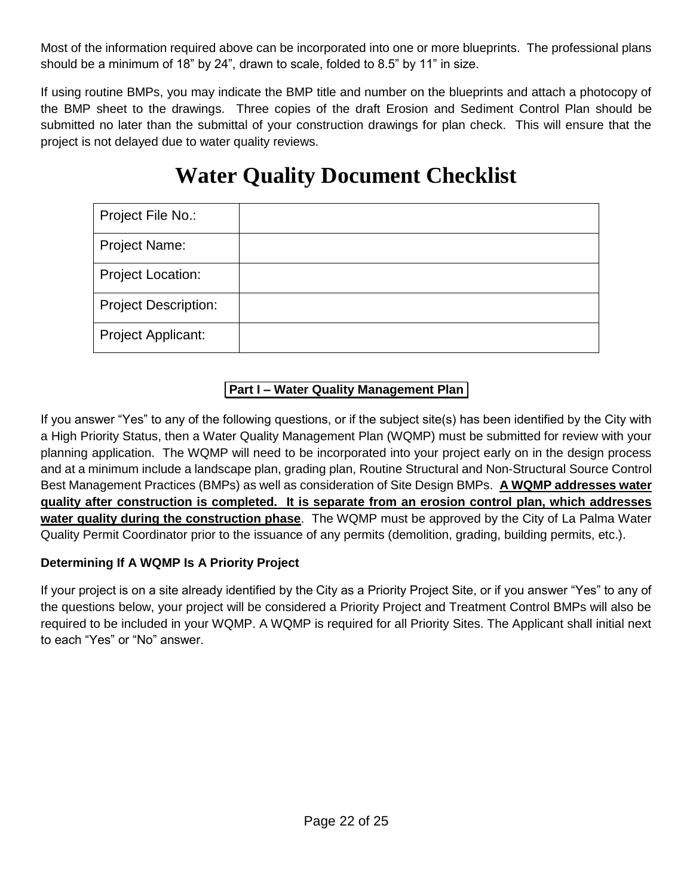Most of the information required above can be incorporated into one or more blueprints. The professional plans should be a minimum of 18" by 24", drawn to scale, folded to 8.5" by 11" in size.

If using routine BMPs, you may indicate the BMP title and number on the blueprints and attach a photocopy of the BMP sheet to the drawings. Three copies of the draft Erosion and Sediment Control Plan should be submitted no later than the submittal of your construction drawings for plan check. This will ensure that the project is not delayed due to water quality reviews.

# Water Quality Document Checklist

| | |
|---|---|
| Project File No.: | |
| Project Name: | |
| Project Location: | |
| Project Description: | |
| Project Applicant: | |

**Part I – Water Quality Management Plan**

If you answer "Yes" to any of the following questions, or if the subject site(s) has been identified by the City with a High Priority Status, then a Water Quality Management Plan (WQMP) must be submitted for review with your planning application. The WQMP will need to be incorporated into your project early on in the design process and at a minimum include a landscape plan, grading plan, Routine Structural and Non-Structural Source Control Best Management Practices (BMPs) as well as consideration of Site Design BMPs. **A WQMP addresses water quality after construction is completed. It is separate from an erosion control plan, which addresses water quality during the construction phase**. The WQMP must be approved by the City of La Palma Water Quality Permit Coordinator prior to the issuance of any permits (demolition, grading, building permits, etc.).

**Determining If A WQMP Is A Priority Project**

If your project is on a site already identified by the City as a Priority Project Site, or if you answer "Yes" to any of the questions below, your project will be considered a Priority Project and Treatment Control BMPs will also be required to be included in your WQMP. A WQMP is required for all Priority Sites. The Applicant shall initial next to each "Yes" or "No" answer.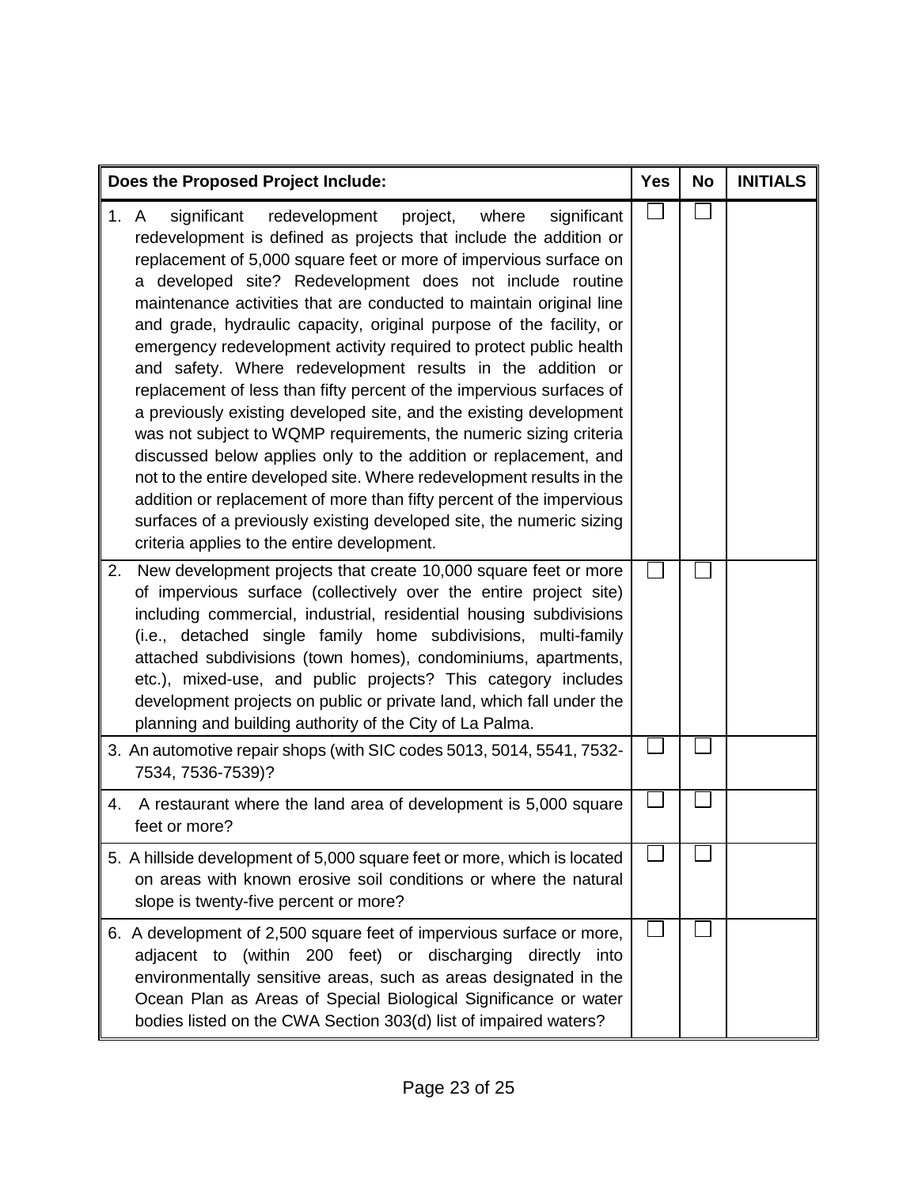| Does the Proposed Project Include: | Yes | No | INITIALS |
|---|---|---|---|
| 1. A significant redevelopment project, where significant redevelopment is defined as projects that include the addition or replacement of 5,000 square feet or more of impervious surface on a developed site? Redevelopment does not include routine maintenance activities that are conducted to maintain original line and grade, hydraulic capacity, original purpose of the facility, or emergency redevelopment activity required to protect public health and safety. Where redevelopment results in the addition or replacement of less than fifty percent of the impervious surfaces of a previously existing developed site, and the existing development was not subject to WQMP requirements, the numeric sizing criteria discussed below applies only to the addition or replacement, and not to the entire developed site. Where redevelopment results in the addition or replacement of more than fifty percent of the impervious surfaces of a previously existing developed site, the numeric sizing criteria applies to the entire development. | ☐ | ☐ | |
| 2. New development projects that create 10,000 square feet or more of impervious surface (collectively over the entire project site) including commercial, industrial, residential housing subdivisions (i.e., detached single family home subdivisions, multi-family attached subdivisions (town homes), condominiums, apartments, etc.), mixed-use, and public projects? This category includes development projects on public or private land, which fall under the planning and building authority of the City of La Palma. | ☐ | ☐ | |
| 3. An automotive repair shops (with SIC codes 5013, 5014, 5541, 7532-7534, 7536-7539)? | ☐ | ☐ | |
| 4. A restaurant where the land area of development is 5,000 square feet or more? | ☐ | ☐ | |
| 5. A hillside development of 5,000 square feet or more, which is located on areas with known erosive soil conditions or where the natural slope is twenty-five percent or more? | ☐ | ☐ | |
| 6. A development of 2,500 square feet of impervious surface or more, adjacent to (within 200 feet) or discharging directly into environmentally sensitive areas, such as areas designated in the Ocean Plan as Areas of Special Biological Significance or water bodies listed on the CWA Section 303(d) list of impaired waters? | ☐ | ☐ | |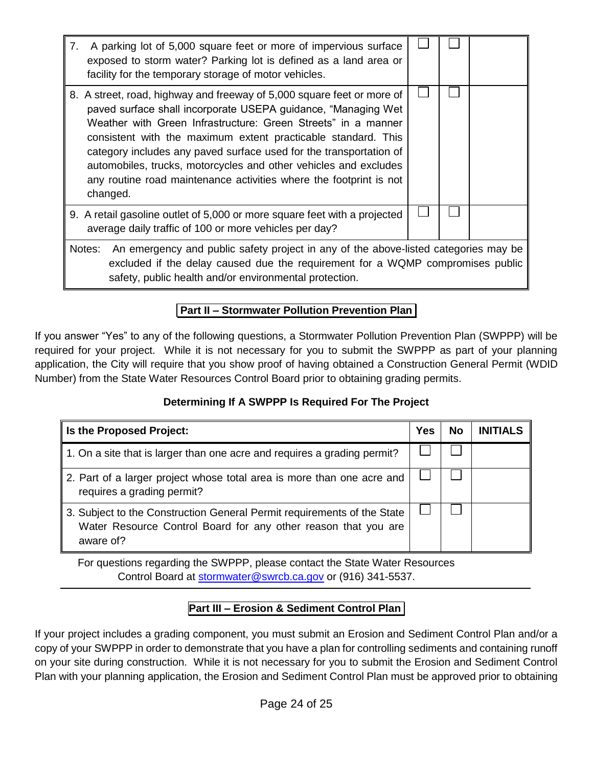| | | | |
|---|---|---|---|
| 7. A parking lot of 5,000 square feet or more of impervious surface exposed to storm water? Parking lot is defined as a land area or facility for the temporary storage of motor vehicles. | ☐ | ☐ | |
| 8. A street, road, highway and freeway of 5,000 square feet or more of paved surface shall incorporate USEPA guidance, "Managing Wet Weather with Green Infrastructure: Green Streets" in a manner consistent with the maximum extent practicable standard. This category includes any paved surface used for the transportation of automobiles, trucks, motorcycles and other vehicles and excludes any routine road maintenance activities where the footprint is not changed. | ☐ | ☐ | |
| 9. A retail gasoline outlet of 5,000 or more square feet with a projected average daily traffic of 100 or more vehicles per day? | ☐ | ☐ | |
| Notes: An emergency and public safety project in any of the above-listed categories may be excluded if the delay caused due the requirement for a WQMP compromises public safety, public health and/or environmental protection. | | | |

## Part II – Stormwater Pollution Prevention Plan

If you answer "Yes" to any of the following questions, a Stormwater Pollution Prevention Plan (SWPPP) will be required for your project. While it is not necessary for you to submit the SWPPP as part of your planning application, the City will require that you show proof of having obtained a Construction General Permit (WDID Number) from the State Water Resources Control Board prior to obtaining grading permits.

### Determining If A SWPPP Is Required For The Project

| Is the Proposed Project: | Yes | No | INITIALS |
|---|---|---|---|
| 1. On a site that is larger than one acre and requires a grading permit? | ☐ | ☐ | |
| 2. Part of a larger project whose total area is more than one acre and requires a grading permit? | ☐ | ☐ | |
| 3. Subject to the Construction General Permit requirements of the State Water Resource Control Board for any other reason that you are aware of? | ☐ | ☐ | |

For questions regarding the SWPPP, please contact the State Water Resources Control Board at stormwater@swrcb.ca.gov or (916) 341-5537.

## Part III – Erosion & Sediment Control Plan

If your project includes a grading component, you must submit an Erosion and Sediment Control Plan and/or a copy of your SWPPP in order to demonstrate that you have a plan for controlling sediments and containing runoff on your site during construction. While it is not necessary for you to submit the Erosion and Sediment Control Plan with your planning application, the Erosion and Sediment Control Plan must be approved prior to obtaining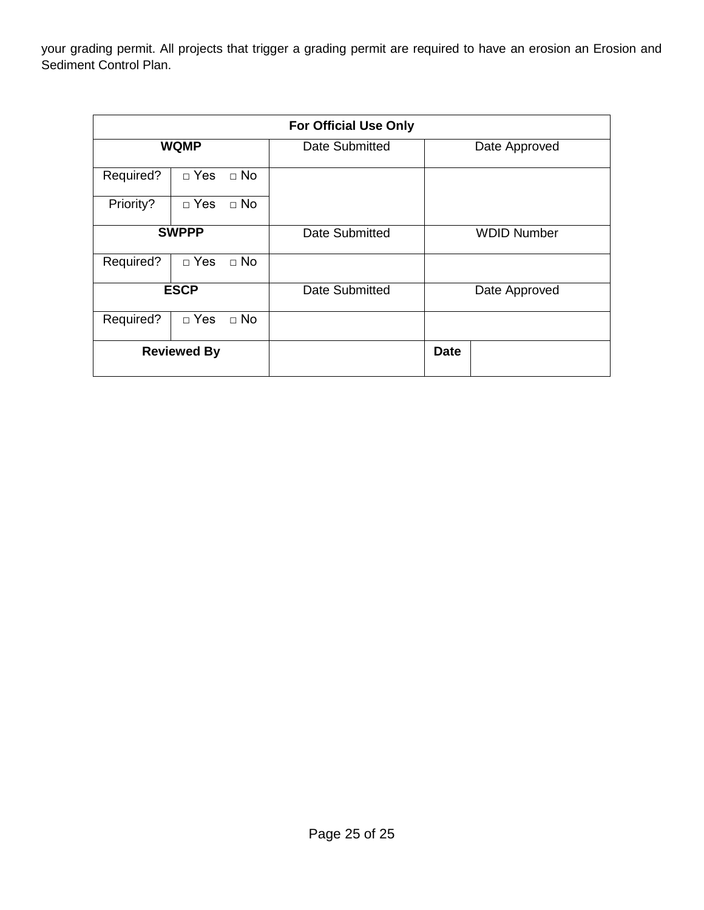your grading permit. All projects that trigger a grading permit are required to have an erosion an Erosion and Sediment Control Plan.

| For Official Use Only | | | | |
|---|---|---|---|---|
| **WQMP** | | Date Submitted | Date Approved | |
| Required? | □ Yes □ No | | | |
| Priority? | □ Yes □ No | | | |
| **SWPPP** | | Date Submitted | WDID Number | |
| Required? | □ Yes □ No | | | |
| **ESCP** | | Date Submitted | Date Approved | |
| Required? | □ Yes □ No | | | |
| **Reviewed By** | | | **Date** | |